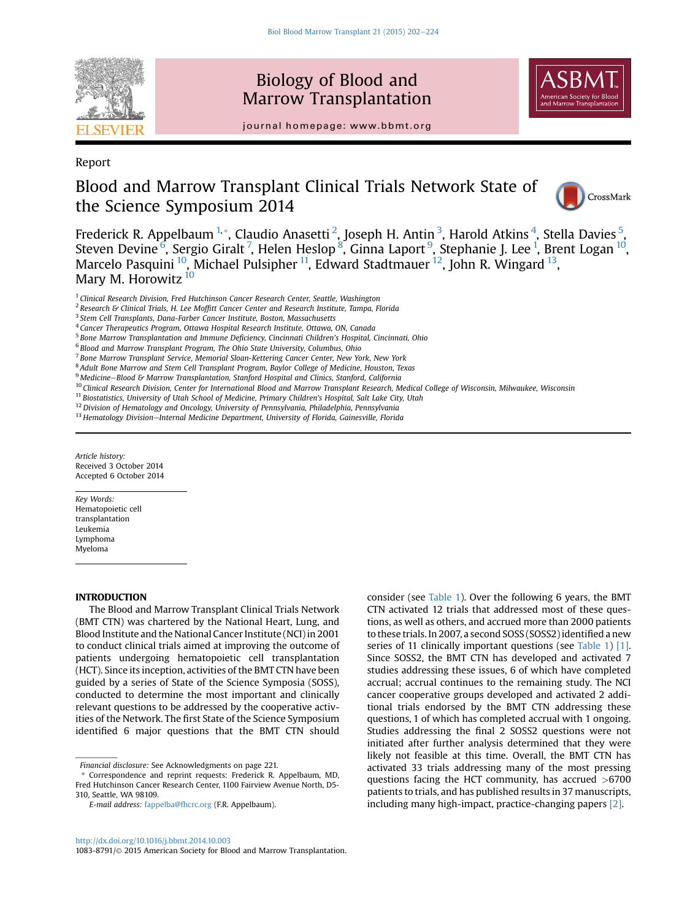Report

# Blood and Marrow Transplant Clinical Trials Network State of the Science Symposium 2014

Frederick R. Appelbaum [1,*], Claudio Anasetti [2], Joseph H. Antin [3], Harold Atkins [4], Stella Davies [5], Steven Devine [6], Sergio Giralt [7], Helen Heslop [8], Ginna Laport [9], Stephanie J. Lee [1], Brent Logan [10], Marcelo Pasquini [10], Michael Pulsipher [11], Edward Stadtmauer [12], John R. Wingard [13], Mary M. Horowitz [10]

[1] Clinical Research Division, Fred Hutchinson Cancer Research Center, Seattle, Washington
[2] Research & Clinical Trials, H. Lee Moffitt Cancer Center and Research Institute, Tampa, Florida
[3] Stem Cell Transplants, Dana-Farber Cancer Institute, Boston, Massachusetts
[4] Cancer Therapeutics Program, Ottawa Hospital Research Institute, Ottawa, ON, Canada
[5] Bone Marrow Transplantation and Immune Deficiency, Cincinnati Children's Hospital, Cincinnati, Ohio
[6] Blood and Marrow Transplant Program, The Ohio State University, Columbus, Ohio
[7] Bone Marrow Transplant Service, Memorial Sloan-Kettering Cancer Center, New York, New York
[8] Adult Bone Marrow and Stem Cell Transplant Program, Baylor College of Medicine, Houston, Texas
[9] Medicine—Blood & Marrow Transplantation, Stanford Hospital and Clinics, Stanford, California
[10] Clinical Research Division, Center for International Blood and Marrow Transplant Research, Medical College of Wisconsin, Milwaukee, Wisconsin
[11] Biostatistics, University of Utah School of Medicine, Primary Children's Hospital, Salt Lake City, Utah
[12] Division of Hematology and Oncology, University of Pennsylvania, Philadelphia, Pennsylvania
[13] Hematology Division—Internal Medicine Department, University of Florida, Gainesville, Florida

*Article history:*
Received 3 October 2014
Accepted 6 October 2014

*Key Words:*
Hematopoietic cell transplantation
Leukemia
Lymphoma
Myeloma

## INTRODUCTION

The Blood and Marrow Transplant Clinical Trials Network (BMT CTN) was chartered by the National Heart, Lung, and Blood Institute and the National Cancer Institute (NCI) in 2001 to conduct clinical trials aimed at improving the outcome of patients undergoing hematopoietic cell transplantation (HCT). Since its inception, activities of the BMT CTN have been guided by a series of State of the Science Symposia (SOSS), conducted to determine the most important and clinically relevant questions to be addressed by the cooperative activities of the Network. The first State of the Science Symposium identified 6 major questions that the BMT CTN should consider (see Table 1). Over the following 6 years, the BMT CTN activated 12 trials that addressed most of these questions, as well as others, and accrued more than 2000 patients to these trials. In 2007, a second SOSS (SOSS2) identified a new series of 11 clinically important questions (see Table 1) [1]. Since SOSS2, the BMT CTN has developed and activated 7 studies addressing these issues, 6 of which have completed accrual; accrual continues to the remaining study. The NCI cancer cooperative groups developed and activated 2 additional trials endorsed by the BMT CTN addressing these questions, 1 of which has completed accrual with 1 ongoing. Studies addressing the final 2 SOSS2 questions were not initiated after further analysis determined that they were likely not feasible at this time. Overall, the BMT CTN has activated 33 trials addressing many of the most pressing questions facing the HCT community, has accrued >6700 patients to trials, and has published results in 37 manuscripts, including many high-impact, practice-changing papers [2].

*Financial disclosure:* See Acknowledgments on page 221.

\* Correspondence and reprint requests: Frederick R. Appelbaum, MD, Fred Hutchinson Cancer Research Center, 1100 Fairview Avenue North, D5-310, Seattle, WA 98109.

*E-mail address:* fappelba@fhcrc.org (F.R. Appelbaum).

http://dx.doi.org/10.1016/j.bbmt.2014.10.003
1083-8791/© 2015 American Society for Blood and Marrow Transplantation.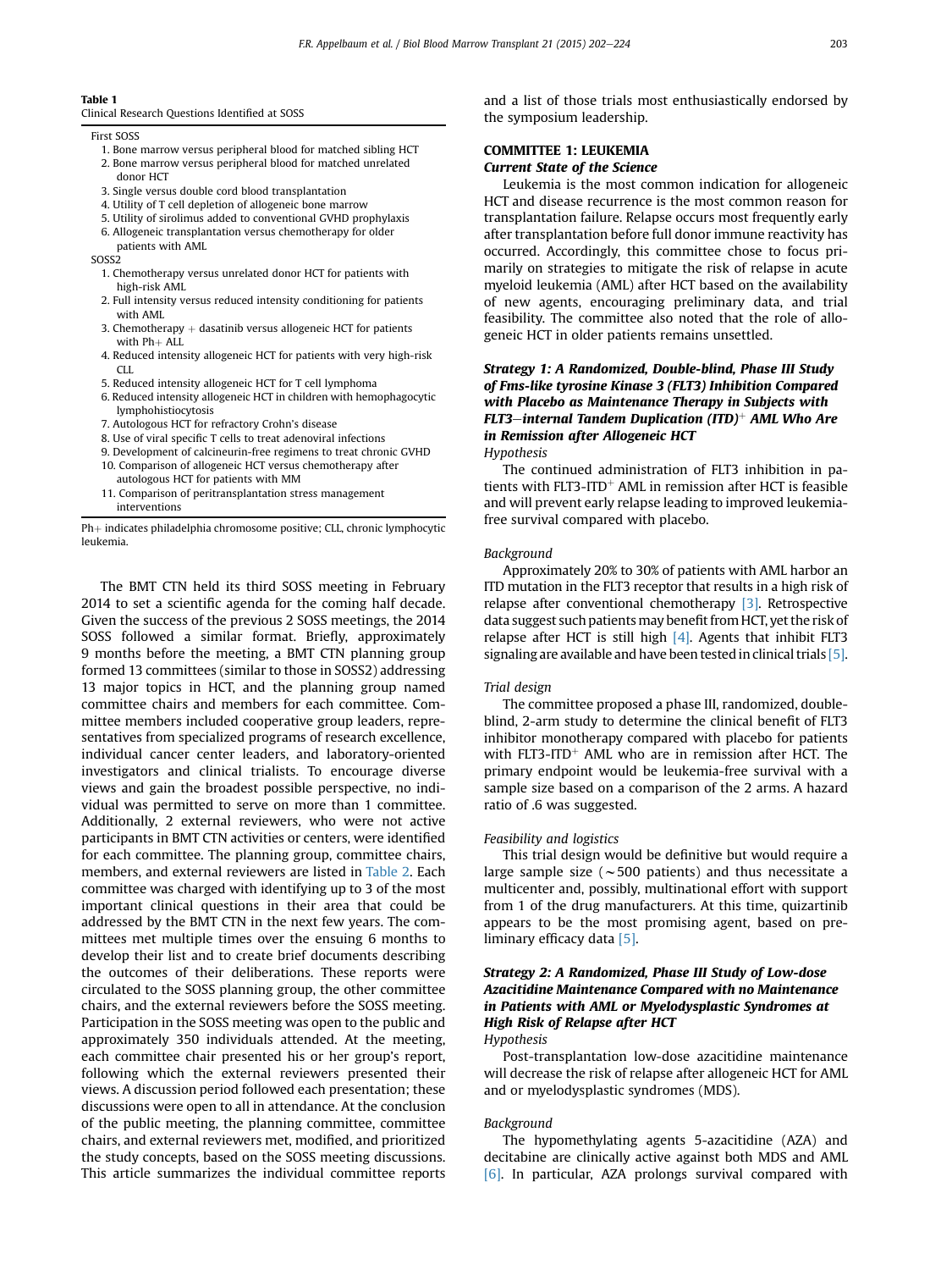**Table 1**
Clinical Research Questions Identified at SOSS

First SOSS

1. Bone marrow versus peripheral blood for matched sibling HCT
2. Bone marrow versus peripheral blood for matched unrelated donor HCT
3. Single versus double cord blood transplantation
4. Utility of T cell depletion of allogeneic bone marrow
5. Utility of sirolimus added to conventional GVHD prophylaxis
6. Allogeneic transplantation versus chemotherapy for older patients with AML

SOSS2

1. Chemotherapy versus unrelated donor HCT for patients with high-risk AML
2. Full intensity versus reduced intensity conditioning for patients with AML
3. Chemotherapy + dasatinib versus allogeneic HCT for patients with Ph+ ALL
4. Reduced intensity allogeneic HCT for patients with very high-risk CLL
5. Reduced intensity allogeneic HCT for T cell lymphoma
6. Reduced intensity allogeneic HCT in children with hemophagocytic lymphohistiocytosis
7. Autologous HCT for refractory Crohn's disease
8. Use of viral specific T cells to treat adenoviral infections
9. Development of calcineurin-free regimens to treat chronic GVHD
10. Comparison of allogeneic HCT versus chemotherapy after autologous HCT for patients with MM
11. Comparison of peritransplantation stress management interventions

Ph+ indicates philadelphia chromosome positive; CLL, chronic lymphocytic leukemia.

The BMT CTN held its third SOSS meeting in February 2014 to set a scientific agenda for the coming half decade. Given the success of the previous 2 SOSS meetings, the 2014 SOSS followed a similar format. Briefly, approximately 9 months before the meeting, a BMT CTN planning group formed 13 committees (similar to those in SOSS2) addressing 13 major topics in HCT, and the planning group named committee chairs and members for each committee. Committee members included cooperative group leaders, representatives from specialized programs of research excellence, individual cancer center leaders, and laboratory-oriented investigators and clinical trialists. To encourage diverse views and gain the broadest possible perspective, no individual was permitted to serve on more than 1 committee. Additionally, 2 external reviewers, who were not active participants in BMT CTN activities or centers, were identified for each committee. The planning group, committee chairs, members, and external reviewers are listed in Table 2. Each committee was charged with identifying up to 3 of the most important clinical questions in their area that could be addressed by the BMT CTN in the next few years. The committees met multiple times over the ensuing 6 months to develop their list and to create brief documents describing the outcomes of their deliberations. These reports were circulated to the SOSS planning group, the other committee chairs, and the external reviewers before the SOSS meeting. Participation in the SOSS meeting was open to the public and approximately 350 individuals attended. At the meeting, each committee chair presented his or her group's report, following which the external reviewers presented their views. A discussion period followed each presentation; these discussions were open to all in attendance. At the conclusion of the public meeting, the planning committee, committee chairs, and external reviewers met, modified, and prioritized the study concepts, based on the SOSS meeting discussions. This article summarizes the individual committee reports and a list of those trials most enthusiastically endorsed by the symposium leadership.

## COMMITTEE 1: LEUKEMIA

### *Current State of the Science*

Leukemia is the most common indication for allogeneic HCT and disease recurrence is the most common reason for transplantation failure. Relapse occurs most frequently early after transplantation before full donor immune reactivity has occurred. Accordingly, this committee chose to focus primarily on strategies to mitigate the risk of relapse in acute myeloid leukemia (AML) after HCT based on the availability of new agents, encouraging preliminary data, and trial feasibility. The committee also noted that the role of allogeneic HCT in older patients remains unsettled.

### *Strategy 1: A Randomized, Double-blind, Phase III Study of Fms-like tyrosine Kinase 3 (FLT3) Inhibition Compared with Placebo as Maintenance Therapy in Subjects with FLT3–internal Tandem Duplication (ITD)$^{+}$ AML Who Are in Remission after Allogeneic HCT*

*Hypothesis*

The continued administration of FLT3 inhibition in patients with FLT3-ITD$^{+}$ AML in remission after HCT is feasible and will prevent early relapse leading to improved leukemia-free survival compared with placebo.

*Background*

Approximately 20% to 30% of patients with AML harbor an ITD mutation in the FLT3 receptor that results in a high risk of relapse after conventional chemotherapy [3]. Retrospective data suggest such patients may benefit from HCT, yet the risk of relapse after HCT is still high [4]. Agents that inhibit FLT3 signaling are available and have been tested in clinical trials [5].

*Trial design*

The committee proposed a phase III, randomized, double-blind, 2-arm study to determine the clinical benefit of FLT3 inhibitor monotherapy compared with placebo for patients with FLT3-ITD$^{+}$ AML who are in remission after HCT. The primary endpoint would be leukemia-free survival with a sample size based on a comparison of the 2 arms. A hazard ratio of .6 was suggested.

*Feasibility and logistics*

This trial design would be definitive but would require a large sample size (~500 patients) and thus necessitate a multicenter and, possibly, multinational effort with support from 1 of the drug manufacturers. At this time, quizartinib appears to be the most promising agent, based on preliminary efficacy data [5].

### *Strategy 2: A Randomized, Phase III Study of Low-dose Azacitidine Maintenance Compared with no Maintenance in Patients with AML or Myelodysplastic Syndromes at High Risk of Relapse after HCT*

*Hypothesis*

Post-transplantation low-dose azacitidine maintenance will decrease the risk of relapse after allogeneic HCT for AML and or myelodysplastic syndromes (MDS).

*Background*

The hypomethylating agents 5-azacitidine (AZA) and decitabine are clinically active against both MDS and AML [6]. In particular, AZA prolongs survival compared with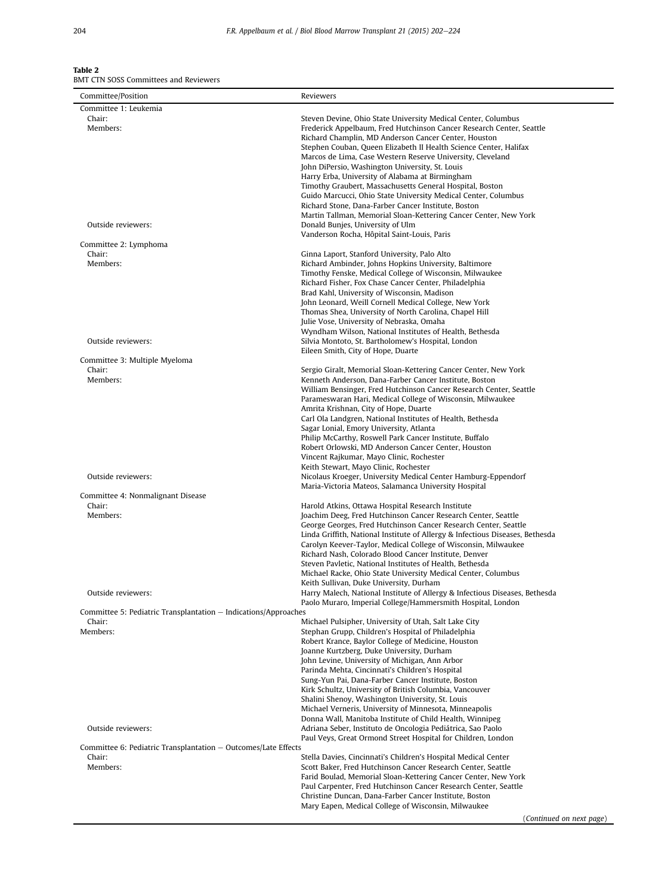**Table 2**
BMT CTN SOSS Committees and Reviewers

| Committee/Position | Reviewers |
|---|---|
| Committee 1: Leukemia | |
| Chair: | Steven Devine, Ohio State University Medical Center, Columbus |
| Members: | Frederick Appelbaum, Fred Hutchinson Cancer Research Center, Seattle |
| | Richard Champlin, MD Anderson Cancer Center, Houston |
| | Stephen Couban, Queen Elizabeth II Health Science Center, Halifax |
| | Marcos de Lima, Case Western Reserve University, Cleveland |
| | John DiPersio, Washington University, St. Louis |
| | Harry Erba, University of Alabama at Birmingham |
| | Timothy Graubert, Massachusetts General Hospital, Boston |
| | Guido Marcucci, Ohio State University Medical Center, Columbus |
| | Richard Stone, Dana-Farber Cancer Institute, Boston |
| | Martin Tallman, Memorial Sloan-Kettering Cancer Center, New York |
| Outside reviewers: | Donald Bunjes, University of Ulm |
| | Vanderson Rocha, Hôpital Saint-Louis, Paris |
| Committee 2: Lymphoma | |
| Chair: | Ginna Laport, Stanford University, Palo Alto |
| Members: | Richard Ambinder, Johns Hopkins University, Baltimore |
| | Timothy Fenske, Medical College of Wisconsin, Milwaukee |
| | Richard Fisher, Fox Chase Cancer Center, Philadelphia |
| | Brad Kahl, University of Wisconsin, Madison |
| | John Leonard, Weill Cornell Medical College, New York |
| | Thomas Shea, University of North Carolina, Chapel Hill |
| | Julie Vose, University of Nebraska, Omaha |
| | Wyndham Wilson, National Institutes of Health, Bethesda |
| Outside reviewers: | Silvia Montoto, St. Bartholomew's Hospital, London |
| | Eileen Smith, City of Hope, Duarte |
| Committee 3: Multiple Myeloma | |
| Chair: | Sergio Giralt, Memorial Sloan-Kettering Cancer Center, New York |
| Members: | Kenneth Anderson, Dana-Farber Cancer Institute, Boston |
| | William Bensinger, Fred Hutchinson Cancer Research Center, Seattle |
| | Parameswaran Hari, Medical College of Wisconsin, Milwaukee |
| | Amrita Krishnan, City of Hope, Duarte |
| | Carl Ola Landgren, National Institutes of Health, Bethesda |
| | Sagar Lonial, Emory University, Atlanta |
| | Philip McCarthy, Roswell Park Cancer Institute, Buffalo |
| | Robert Orlowski, MD Anderson Cancer Center, Houston |
| | Vincent Rajkumar, Mayo Clinic, Rochester |
| | Keith Stewart, Mayo Clinic, Rochester |
| Outside reviewers: | Nicolaus Kroeger, University Medical Center Hamburg-Eppendorf |
| | Maria-Victoria Mateos, Salamanca University Hospital |
| Committee 4: Nonmalignant Disease | |
| Chair: | Harold Atkins, Ottawa Hospital Research Institute |
| Members: | Joachim Deeg, Fred Hutchinson Cancer Research Center, Seattle |
| | George Georges, Fred Hutchinson Cancer Research Center, Seattle |
| | Linda Griffith, National Institute of Allergy & Infectious Diseases, Bethesda |
| | Carolyn Keever-Taylor, Medical College of Wisconsin, Milwaukee |
| | Richard Nash, Colorado Blood Cancer Institute, Denver |
| | Steven Pavletic, National Institutes of Health, Bethesda |
| | Michael Racke, Ohio State University Medical Center, Columbus |
| | Keith Sullivan, Duke University, Durham |
| Outside reviewers: | Harry Malech, National Institute of Allergy & Infectious Diseases, Bethesda |
| | Paolo Muraro, Imperial College/Hammersmith Hospital, London |
| Committee 5: Pediatric Transplantation – Indications/Approaches | |
| Chair: | Michael Pulsipher, University of Utah, Salt Lake City |
| Members: | Stephan Grupp, Children's Hospital of Philadelphia |
| | Robert Krance, Baylor College of Medicine, Houston |
| | Joanne Kurtzberg, Duke University, Durham |
| | John Levine, University of Michigan, Ann Arbor |
| | Parinda Mehta, Cincinnati's Children's Hospital |
| | Sung-Yun Pai, Dana-Farber Cancer Institute, Boston |
| | Kirk Schultz, University of British Columbia, Vancouver |
| | Shalini Shenoy, Washington University, St. Louis |
| | Michael Verneris, University of Minnesota, Minneapolis |
| | Donna Wall, Manitoba Institute of Child Health, Winnipeg |
| Outside reviewers: | Adriana Seber, Instituto de Oncologia Pediátrica, Sao Paolo |
| | Paul Veys, Great Ormond Street Hospital for Children, London |
| Committee 6: Pediatric Transplantation – Outcomes/Late Effects | |
| Chair: | Stella Davies, Cincinnati's Children's Hospital Medical Center |
| Members: | Scott Baker, Fred Hutchinson Cancer Research Center, Seattle |
| | Farid Boulad, Memorial Sloan-Kettering Cancer Center, New York |
| | Paul Carpenter, Fred Hutchinson Cancer Research Center, Seattle |
| | Christine Duncan, Dana-Farber Cancer Institute, Boston |
| | Mary Eapen, Medical College of Wisconsin, Milwaukee |

(Continued on next page)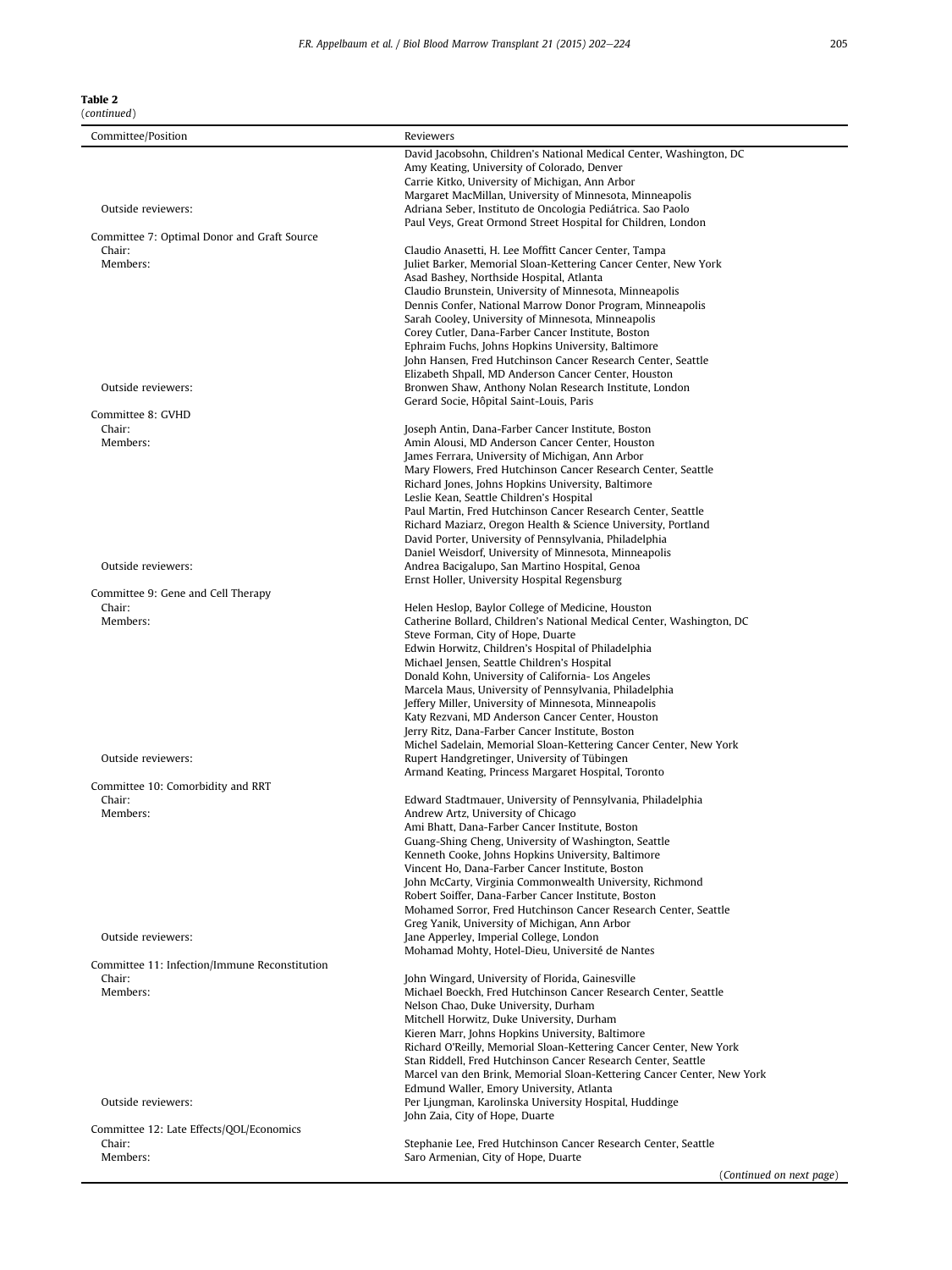**Table 2**
(*continued*)

| Committee/Position | Reviewers |
|---|---|
| | David Jacobsohn, Children's National Medical Center, Washington, DC |
| | Amy Keating, University of Colorado, Denver |
| | Carrie Kitko, University of Michigan, Ann Arbor |
| | Margaret MacMillan, University of Minnesota, Minneapolis |
| Outside reviewers: | Adriana Seber, Instituto de Oncologia Pediátrica. Sao Paolo |
| | Paul Veys, Great Ormond Street Hospital for Children, London |
| Committee 7: Optimal Donor and Graft Source | |
| Chair: | Claudio Anasetti, H. Lee Moffitt Cancer Center, Tampa |
| Members: | Juliet Barker, Memorial Sloan-Kettering Cancer Center, New York |
| | Asad Bashey, Northside Hospital, Atlanta |
| | Claudio Brunstein, University of Minnesota, Minneapolis |
| | Dennis Confer, National Marrow Donor Program, Minneapolis |
| | Sarah Cooley, University of Minnesota, Minneapolis |
| | Corey Cutler, Dana-Farber Cancer Institute, Boston |
| | Ephraim Fuchs, Johns Hopkins University, Baltimore |
| | John Hansen, Fred Hutchinson Cancer Research Center, Seattle |
| | Elizabeth Shpall, MD Anderson Cancer Center, Houston |
| Outside reviewers: | Bronwen Shaw, Anthony Nolan Research Institute, London |
| | Gerard Socie, Hôpital Saint-Louis, Paris |
| Committee 8: GVHD | |
| Chair: | Joseph Antin, Dana-Farber Cancer Institute, Boston |
| Members: | Amin Alousi, MD Anderson Cancer Center, Houston |
| | James Ferrara, University of Michigan, Ann Arbor |
| | Mary Flowers, Fred Hutchinson Cancer Research Center, Seattle |
| | Richard Jones, Johns Hopkins University, Baltimore |
| | Leslie Kean, Seattle Children's Hospital |
| | Paul Martin, Fred Hutchinson Cancer Research Center, Seattle |
| | Richard Maziarz, Oregon Health & Science University, Portland |
| | David Porter, University of Pennsylvania, Philadelphia |
| | Daniel Weisdorf, University of Minnesota, Minneapolis |
| Outside reviewers: | Andrea Bacigalupo, San Martino Hospital, Genoa |
| | Ernst Holler, University Hospital Regensburg |
| Committee 9: Gene and Cell Therapy | |
| Chair: | Helen Heslop, Baylor College of Medicine, Houston |
| Members: | Catherine Bollard, Children's National Medical Center, Washington, DC |
| | Steve Forman, City of Hope, Duarte |
| | Edwin Horwitz, Children's Hospital of Philadelphia |
| | Michael Jensen, Seattle Children's Hospital |
| | Donald Kohn, University of California- Los Angeles |
| | Marcela Maus, University of Pennsylvania, Philadelphia |
| | Jeffery Miller, University of Minnesota, Minneapolis |
| | Katy Rezvani, MD Anderson Cancer Center, Houston |
| | Jerry Ritz, Dana-Farber Cancer Institute, Boston |
| | Michel Sadelain, Memorial Sloan-Kettering Cancer Center, New York |
| Outside reviewers: | Rupert Handgretinger, University of Tübingen |
| | Armand Keating, Princess Margaret Hospital, Toronto |
| Committee 10: Comorbidity and RRT | |
| Chair: | Edward Stadtmauer, University of Pennsylvania, Philadelphia |
| Members: | Andrew Artz, University of Chicago |
| | Ami Bhatt, Dana-Farber Cancer Institute, Boston |
| | Guang-Shing Cheng, University of Washington, Seattle |
| | Kenneth Cooke, Johns Hopkins University, Baltimore |
| | Vincent Ho, Dana-Farber Cancer Institute, Boston |
| | John McCarty, Virginia Commonwealth University, Richmond |
| | Robert Soiffer, Dana-Farber Cancer Institute, Boston |
| | Mohamed Sorror, Fred Hutchinson Cancer Research Center, Seattle |
| | Greg Yanik, University of Michigan, Ann Arbor |
| Outside reviewers: | Jane Apperley, Imperial College, London |
| | Mohamad Mohty, Hotel-Dieu, Université de Nantes |
| Committee 11: Infection/Immune Reconstitution | |
| Chair: | John Wingard, University of Florida, Gainesville |
| Members: | Michael Boeckh, Fred Hutchinson Cancer Research Center, Seattle |
| | Nelson Chao, Duke University, Durham |
| | Mitchell Horwitz, Duke University, Durham |
| | Kieren Marr, Johns Hopkins University, Baltimore |
| | Richard O'Reilly, Memorial Sloan-Kettering Cancer Center, New York |
| | Stan Riddell, Fred Hutchinson Cancer Research Center, Seattle |
| | Marcel van den Brink, Memorial Sloan-Kettering Cancer Center, New York |
| | Edmund Waller, Emory University, Atlanta |
| Outside reviewers: | Per Ljungman, Karolinska University Hospital, Huddinge |
| | John Zaia, City of Hope, Duarte |
| Committee 12: Late Effects/QOL/Economics | |
| Chair: | Stephanie Lee, Fred Hutchinson Cancer Research Center, Seattle |
| Members: | Saro Armenian, City of Hope, Duarte |

(*Continued on next page*)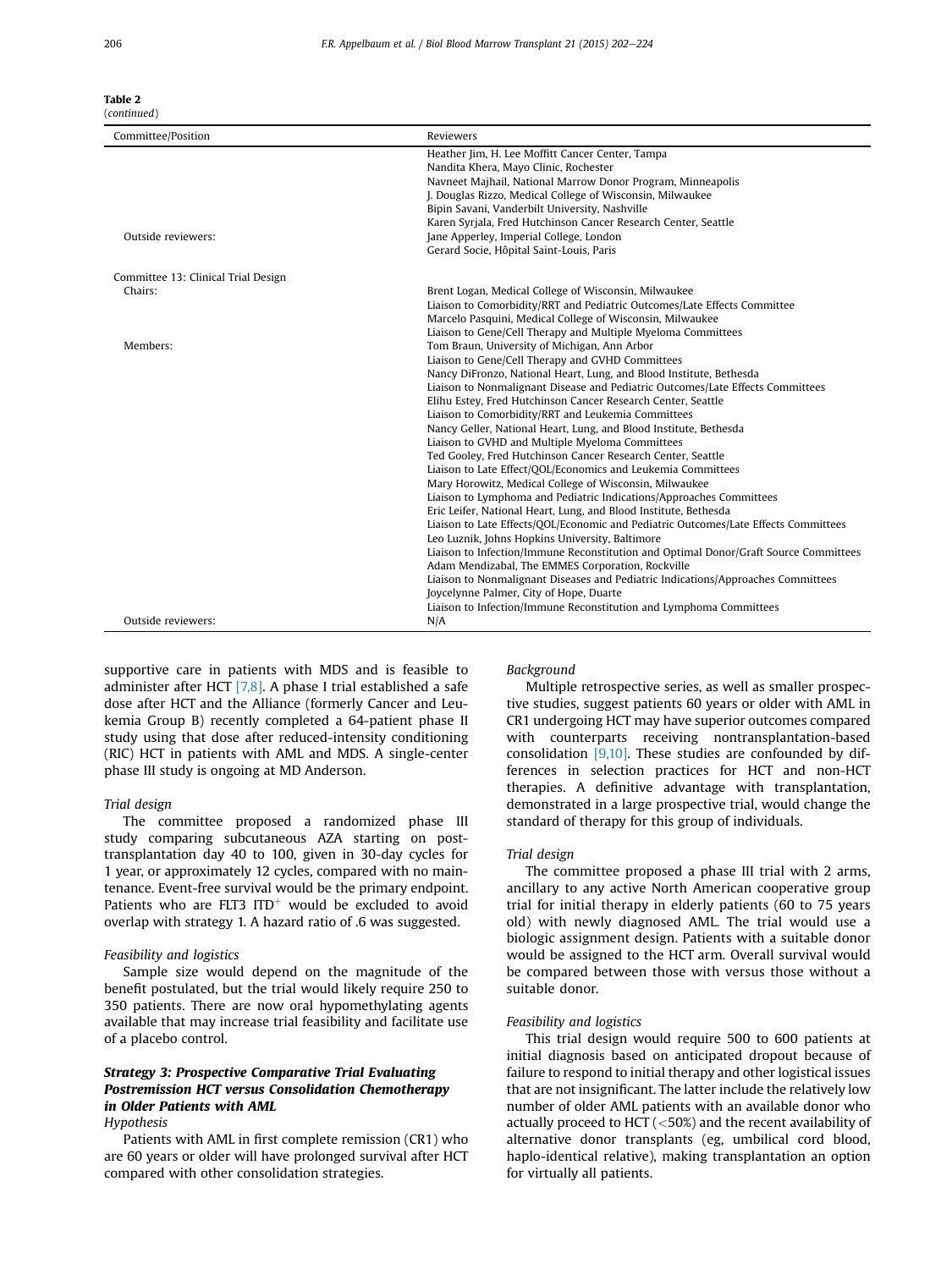**Table 2**
(*continued*)

| Committee/Position | Reviewers |
|---|---|
| | Heather Jim, H. Lee Moffitt Cancer Center, Tampa |
| | Nandita Khera, Mayo Clinic, Rochester |
| | Navneet Majhail, National Marrow Donor Program, Minneapolis |
| | J. Douglas Rizzo, Medical College of Wisconsin, Milwaukee |
| | Bipin Savani, Vanderbilt University, Nashville |
| | Karen Syrjala, Fred Hutchinson Cancer Research Center, Seattle |
| Outside reviewers: | Jane Apperley, Imperial College, London |
| | Gerard Socie, Hôpital Saint-Louis, Paris |
| Committee 13: Clinical Trial Design | |
| Chairs: | Brent Logan, Medical College of Wisconsin, Milwaukee |
| | Liaison to Comorbidity/RRT and Pediatric Outcomes/Late Effects Committee |
| | Marcelo Pasquini, Medical College of Wisconsin, Milwaukee |
| | Liaison to Gene/Cell Therapy and Multiple Myeloma Committees |
| Members: | Tom Braun, University of Michigan, Ann Arbor |
| | Liaison to Gene/Cell Therapy and GVHD Committees |
| | Nancy DiFronzo, National Heart, Lung, and Blood Institute, Bethesda |
| | Liaison to Nonmalignant Disease and Pediatric Outcomes/Late Effects Committees |
| | Elihu Estey, Fred Hutchinson Cancer Research Center, Seattle |
| | Liaison to Comorbidity/RRT and Leukemia Committees |
| | Nancy Geller, National Heart, Lung, and Blood Institute, Bethesda |
| | Liaison to GVHD and Multiple Myeloma Committees |
| | Ted Gooley, Fred Hutchinson Cancer Research Center, Seattle |
| | Liaison to Late Effect/QOL/Economics and Leukemia Committees |
| | Mary Horowitz, Medical College of Wisconsin, Milwaukee |
| | Liaison to Lymphoma and Pediatric Indications/Approaches Committees |
| | Eric Leifer, National Heart, Lung, and Blood Institute, Bethesda |
| | Liaison to Late Effects/QOL/Economic and Pediatric Outcomes/Late Effects Committees |
| | Leo Luznik, Johns Hopkins University, Baltimore |
| | Liaison to Infection/Immune Reconstitution and Optimal Donor/Graft Source Committees |
| | Adam Mendizabal, The EMMES Corporation, Rockville |
| | Liaison to Nonmalignant Diseases and Pediatric Indications/Approaches Committees |
| | Joycelynne Palmer, City of Hope, Duarte |
| | Liaison to Infection/Immune Reconstitution and Lymphoma Committees |
| Outside reviewers: | N/A |

supportive care in patients with MDS and is feasible to administer after HCT [7,8]. A phase I trial established a safe dose after HCT and the Alliance (formerly Cancer and Leukemia Group B) recently completed a 64-patient phase II study using that dose after reduced-intensity conditioning (RIC) HCT in patients with AML and MDS. A single-center phase III study is ongoing at MD Anderson.

*Trial design*

The committee proposed a randomized phase III study comparing subcutaneous AZA starting on post-transplantation day 40 to 100, given in 30-day cycles for 1 year, or approximately 12 cycles, compared with no maintenance. Event-free survival would be the primary endpoint. Patients who are FLT3 ITD$^+$ would be excluded to avoid overlap with strategy 1. A hazard ratio of .6 was suggested.

*Feasibility and logistics*

Sample size would depend on the magnitude of the benefit postulated, but the trial would likely require 250 to 350 patients. There are now oral hypomethylating agents available that may increase trial feasibility and facilitate use of a placebo control.

***Strategy 3: Prospective Comparative Trial Evaluating Postremission HCT versus Consolidation Chemotherapy in Older Patients with AML***

*Hypothesis*

Patients with AML in first complete remission (CR1) who are 60 years or older will have prolonged survival after HCT compared with other consolidation strategies.

*Background*

Multiple retrospective series, as well as smaller prospective studies, suggest patients 60 years or older with AML in CR1 undergoing HCT may have superior outcomes compared with counterparts receiving nontransplantation-based consolidation [9,10]. These studies are confounded by differences in selection practices for HCT and non-HCT therapies. A definitive advantage with transplantation, demonstrated in a large prospective trial, would change the standard of therapy for this group of individuals.

*Trial design*

The committee proposed a phase III trial with 2 arms, ancillary to any active North American cooperative group trial for initial therapy in elderly patients (60 to 75 years old) with newly diagnosed AML. The trial would use a biologic assignment design. Patients with a suitable donor would be assigned to the HCT arm. Overall survival would be compared between those with versus those without a suitable donor.

*Feasibility and logistics*

This trial design would require 500 to 600 patients at initial diagnosis based on anticipated dropout because of failure to respond to initial therapy and other logistical issues that are not insignificant. The latter include the relatively low number of older AML patients with an available donor who actually proceed to HCT (<50%) and the recent availability of alternative donor transplants (eg, umbilical cord blood, haplo-identical relative), making transplantation an option for virtually all patients.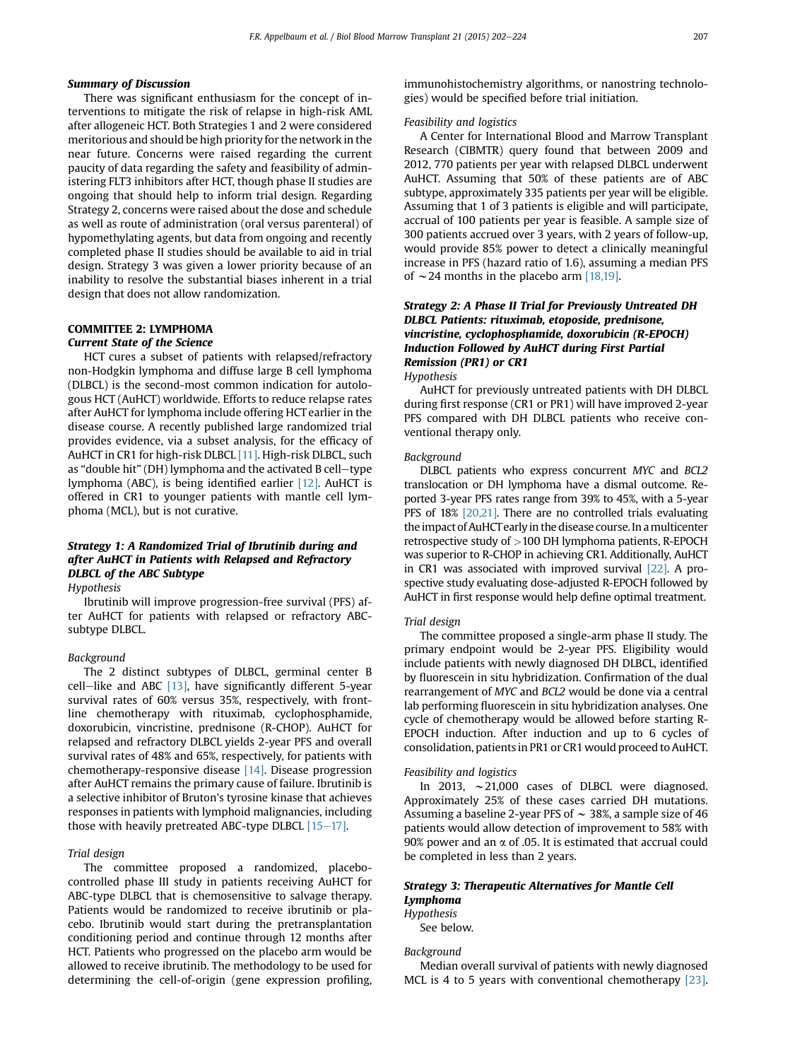#### Summary of Discussion

There was significant enthusiasm for the concept of interventions to mitigate the risk of relapse in high-risk AML after allogeneic HCT. Both Strategies 1 and 2 were considered meritorious and should be high priority for the network in the near future. Concerns were raised regarding the current paucity of data regarding the safety and feasibility of administering FLT3 inhibitors after HCT, though phase II studies are ongoing that should help to inform trial design. Regarding Strategy 2, concerns were raised about the dose and schedule as well as route of administration (oral versus parenteral) of hypomethylating agents, but data from ongoing and recently completed phase II studies should be available to aid in trial design. Strategy 3 was given a lower priority because of an inability to resolve the substantial biases inherent in a trial design that does not allow randomization.

## COMMITTEE 2: LYMPHOMA

### Current State of the Science

HCT cures a subset of patients with relapsed/refractory non-Hodgkin lymphoma and diffuse large B cell lymphoma (DLBCL) is the second-most common indication for autologous HCT (AuHCT) worldwide. Efforts to reduce relapse rates after AuHCT for lymphoma include offering HCT earlier in the disease course. A recently published large randomized trial provides evidence, via a subset analysis, for the efficacy of AuHCT in CR1 for high-risk DLBCL [11]. High-risk DLBCL, such as "double hit" (DH) lymphoma and the activated B cell–type lymphoma (ABC), is being identified earlier [12]. AuHCT is offered in CR1 to younger patients with mantle cell lymphoma (MCL), but is not curative.

### Strategy 1: A Randomized Trial of Ibrutinib during and after AuHCT in Patients with Relapsed and Refractory DLBCL of the ABC Subtype

*Hypothesis*

Ibrutinib will improve progression-free survival (PFS) after AuHCT for patients with relapsed or refractory ABC-subtype DLBCL.

*Background*

The 2 distinct subtypes of DLBCL, germinal center B cell–like and ABC [13], have significantly different 5-year survival rates of 60% versus 35%, respectively, with frontline chemotherapy with rituximab, cyclophosphamide, doxorubicin, vincristine, prednisone (R-CHOP). AuHCT for relapsed and refractory DLBCL yields 2-year PFS and overall survival rates of 48% and 65%, respectively, for patients with chemotherapy-responsive disease [14]. Disease progression after AuHCT remains the primary cause of failure. Ibrutinib is a selective inhibitor of Bruton's tyrosine kinase that achieves responses in patients with lymphoid malignancies, including those with heavily pretreated ABC-type DLBCL [15–17].

*Trial design*

The committee proposed a randomized, placebo-controlled phase III study in patients receiving AuHCT for ABC-type DLBCL that is chemosensitive to salvage therapy. Patients would be randomized to receive ibrutinib or placebo. Ibrutinib would start during the pretransplantation conditioning period and continue through 12 months after HCT. Patients who progressed on the placebo arm would be allowed to receive ibrutinib. The methodology to be used for determining the cell-of-origin (gene expression profiling, immunohistochemistry algorithms, or nanostring technologies) would be specified before trial initiation.

*Feasibility and logistics*

A Center for International Blood and Marrow Transplant Research (CIBMTR) query found that between 2009 and 2012, 770 patients per year with relapsed DLBCL underwent AuHCT. Assuming that 50% of these patients are of ABC subtype, approximately 335 patients per year will be eligible. Assuming that 1 of 3 patients is eligible and will participate, accrual of 100 patients per year is feasible. A sample size of 300 patients accrued over 3 years, with 2 years of follow-up, would provide 85% power to detect a clinically meaningful increase in PFS (hazard ratio of 1.6), assuming a median PFS of ~24 months in the placebo arm [18,19].

### Strategy 2: A Phase II Trial for Previously Untreated DH DLBCL Patients: rituximab, etoposide, prednisone, vincristine, cyclophosphamide, doxorubicin (R-EPOCH) Induction Followed by AuHCT during First Partial Remission (PR1) or CR1

*Hypothesis*

AuHCT for previously untreated patients with DH DLBCL during first response (CR1 or PR1) will have improved 2-year PFS compared with DH DLBCL patients who receive conventional therapy only.

*Background*

DLBCL patients who express concurrent *MYC* and *BCL2* translocation or DH lymphoma have a dismal outcome. Reported 3-year PFS rates range from 39% to 45%, with a 5-year PFS of 18% [20,21]. There are no controlled trials evaluating the impact of AuHCT early in the disease course. In a multicenter retrospective study of >100 DH lymphoma patients, R-EPOCH was superior to R-CHOP in achieving CR1. Additionally, AuHCT in CR1 was associated with improved survival [22]. A prospective study evaluating dose-adjusted R-EPOCH followed by AuHCT in first response would help define optimal treatment.

*Trial design*

The committee proposed a single-arm phase II study. The primary endpoint would be 2-year PFS. Eligibility would include patients with newly diagnosed DH DLBCL, identified by fluorescein in situ hybridization. Confirmation of the dual rearrangement of *MYC* and *BCL2* would be done via a central lab performing fluorescein in situ hybridization analyses. One cycle of chemotherapy would be allowed before starting R-EPOCH induction. After induction and up to 6 cycles of consolidation, patients in PR1 or CR1 would proceed to AuHCT.

*Feasibility and logistics*

In 2013, ~21,000 cases of DLBCL were diagnosed. Approximately 25% of these cases carried DH mutations. Assuming a baseline 2-year PFS of ~ 38%, a sample size of 46 patients would allow detection of improvement to 58% with 90% power and an $\alpha$ of .05. It is estimated that accrual could be completed in less than 2 years.

### Strategy 3: Therapeutic Alternatives for Mantle Cell Lymphoma

*Hypothesis*

See below.

*Background*

Median overall survival of patients with newly diagnosed MCL is 4 to 5 years with conventional chemotherapy [23].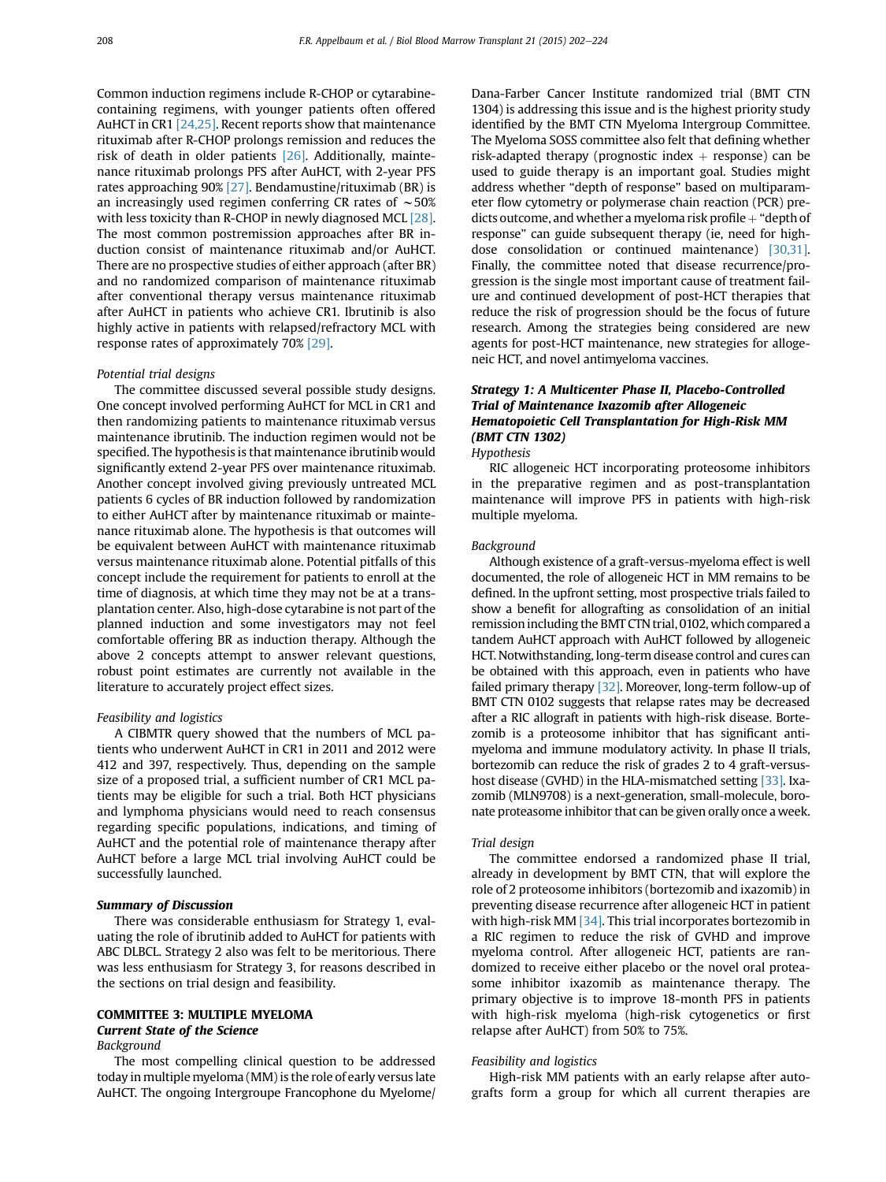Common induction regimens include R-CHOP or cytarabine-containing regimens, with younger patients often offered AuHCT in CR1 [24,25]. Recent reports show that maintenance rituximab after R-CHOP prolongs remission and reduces the risk of death in older patients [26]. Additionally, maintenance rituximab prolongs PFS after AuHCT, with 2-year PFS rates approaching 90% [27]. Bendamustine/rituximab (BR) is an increasingly used regimen conferring CR rates of ~50% with less toxicity than R-CHOP in newly diagnosed MCL [28]. The most common postremission approaches after BR induction consist of maintenance rituximab and/or AuHCT. There are no prospective studies of either approach (after BR) and no randomized comparison of maintenance rituximab after conventional therapy versus maintenance rituximab after AuHCT in patients who achieve CR1. Ibrutinib is also highly active in patients with relapsed/refractory MCL with response rates of approximately 70% [29].

*Potential trial designs*

The committee discussed several possible study designs. One concept involved performing AuHCT for MCL in CR1 and then randomizing patients to maintenance rituximab versus maintenance ibrutinib. The induction regimen would not be specified. The hypothesis is that maintenance ibrutinib would significantly extend 2-year PFS over maintenance rituximab. Another concept involved giving previously untreated MCL patients 6 cycles of BR induction followed by randomization to either AuHCT after by maintenance rituximab or maintenance rituximab alone. The hypothesis is that outcomes will be equivalent between AuHCT with maintenance rituximab versus maintenance rituximab alone. Potential pitfalls of this concept include the requirement for patients to enroll at the time of diagnosis, at which time they may not be at a transplantation center. Also, high-dose cytarabine is not part of the planned induction and some investigators may not feel comfortable offering BR as induction therapy. Although the above 2 concepts attempt to answer relevant questions, robust point estimates are currently not available in the literature to accurately project effect sizes.

*Feasibility and logistics*

A CIBMTR query showed that the numbers of MCL patients who underwent AuHCT in CR1 in 2011 and 2012 were 412 and 397, respectively. Thus, depending on the sample size of a proposed trial, a sufficient number of CR1 MCL patients may be eligible for such a trial. Both HCT physicians and lymphoma physicians would need to reach consensus regarding specific populations, indications, and timing of AuHCT and the potential role of maintenance therapy after AuHCT before a large MCL trial involving AuHCT could be successfully launched.

***Summary of Discussion***

There was considerable enthusiasm for Strategy 1, evaluating the role of ibrutinib added to AuHCT for patients with ABC DLBCL. Strategy 2 also was felt to be meritorious. There was less enthusiasm for Strategy 3, for reasons described in the sections on trial design and feasibility.

## COMMITTEE 3: MULTIPLE MYELOMA

### *Current State of the Science*

*Background*

The most compelling clinical question to be addressed today in multiple myeloma (MM) is the role of early versus late AuHCT. The ongoing Intergroupe Francophone du Myelome/Dana-Farber Cancer Institute randomized trial (BMT CTN 1304) is addressing this issue and is the highest priority study identified by the BMT CTN Myeloma Intergroup Committee. The Myeloma SOSS committee also felt that defining whether risk-adapted therapy (prognostic index + response) can be used to guide therapy is an important goal. Studies might address whether "depth of response" based on multiparameter flow cytometry or polymerase chain reaction (PCR) predicts outcome, and whether a myeloma risk profile + "depth of response" can guide subsequent therapy (ie, need for high-dose consolidation or continued maintenance) [30,31]. Finally, the committee noted that disease recurrence/progression is the single most important cause of treatment failure and continued development of post-HCT therapies that reduce the risk of progression should be the focus of future research. Among the strategies being considered are new agents for post-HCT maintenance, new strategies for allogeneic HCT, and novel antimyeloma vaccines.

### *Strategy 1: A Multicenter Phase II, Placebo-Controlled Trial of Maintenance Ixazomib after Allogeneic Hematopoietic Cell Transplantation for High-Risk MM (BMT CTN 1302)*

*Hypothesis*

RIC allogeneic HCT incorporating proteosome inhibitors in the preparative regimen and as post-transplantation maintenance will improve PFS in patients with high-risk multiple myeloma.

*Background*

Although existence of a graft-versus-myeloma effect is well documented, the role of allogeneic HCT in MM remains to be defined. In the upfront setting, most prospective trials failed to show a benefit for allografting as consolidation of an initial remission including the BMT CTN trial, 0102, which compared a tandem AuHCT approach with AuHCT followed by allogeneic HCT. Notwithstanding, long-term disease control and cures can be obtained with this approach, even in patients who have failed primary therapy [32]. Moreover, long-term follow-up of BMT CTN 0102 suggests that relapse rates may be decreased after a RIC allograft in patients with high-risk disease. Bortezomib is a proteosome inhibitor that has significant antimyeloma and immune modulatory activity. In phase II trials, bortezomib can reduce the risk of grades 2 to 4 graft-versus-host disease (GVHD) in the HLA-mismatched setting [33]. Ixazomib (MLN9708) is a next-generation, small-molecule, boronate proteasome inhibitor that can be given orally once a week.

*Trial design*

The committee endorsed a randomized phase II trial, already in development by BMT CTN, that will explore the role of 2 proteosome inhibitors (bortezomib and ixazomib) in preventing disease recurrence after allogeneic HCT in patient with high-risk MM [34]. This trial incorporates bortezomib in a RIC regimen to reduce the risk of GVHD and improve myeloma control. After allogeneic HCT, patients are randomized to receive either placebo or the novel oral proteasome inhibitor ixazomib as maintenance therapy. The primary objective is to improve 18-month PFS in patients with high-risk myeloma (high-risk cytogenetics or first relapse after AuHCT) from 50% to 75%.

*Feasibility and logistics*

High-risk MM patients with an early relapse after autografts form a group for which all current therapies are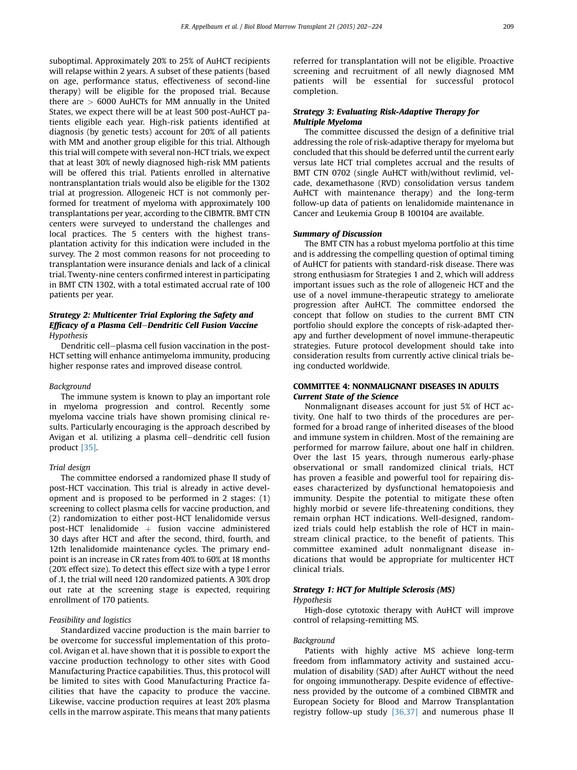suboptimal. Approximately 20% to 25% of AuHCT recipients will relapse within 2 years. A subset of these patients (based on age, performance status, effectiveness of second-line therapy) will be eligible for the proposed trial. Because there are > 6000 AuHCTs for MM annually in the United States, we expect there will be at least 500 post-AuHCT patients eligible each year. High-risk patients identified at diagnosis (by genetic tests) account for 20% of all patients with MM and another group eligible for this trial. Although this trial will compete with several non-HCT trials, we expect that at least 30% of newly diagnosed high-risk MM patients will be offered this trial. Patients enrolled in alternative nontransplantation trials would also be eligible for the 1302 trial at progression. Allogeneic HCT is not commonly performed for treatment of myeloma with approximately 100 transplantations per year, according to the CIBMTR. BMT CTN centers were surveyed to understand the challenges and local practices. The 5 centers with the highest transplantation activity for this indication were included in the survey. The 2 most common reasons for not proceeding to transplantation were insurance denials and lack of a clinical trial. Twenty-nine centers confirmed interest in participating in BMT CTN 1302, with a total estimated accrual rate of 100 patients per year.

### *Strategy 2: Multicenter Trial Exploring the Safety and Efficacy of a Plasma Cell–Dendritic Cell Fusion Vaccine*

*Hypothesis*

Dendritic cell–plasma cell fusion vaccination in the post-HCT setting will enhance antimyeloma immunity, producing higher response rates and improved disease control.

*Background*

The immune system is known to play an important role in myeloma progression and control. Recently some myeloma vaccine trials have shown promising clinical results. Particularly encouraging is the approach described by Avigan et al. utilizing a plasma cell–dendritic cell fusion product [35].

*Trial design*

The committee endorsed a randomized phase II study of post-HCT vaccination. This trial is already in active development and is proposed to be performed in 2 stages: (1) screening to collect plasma cells for vaccine production, and (2) randomization to either post-HCT lenalidomide versus post-HCT lenalidomide + fusion vaccine administered 30 days after HCT and after the second, third, fourth, and 12th lenalidomide maintenance cycles. The primary endpoint is an increase in CR rates from 40% to 60% at 18 months (20% effect size). To detect this effect size with a type I error of .1, the trial will need 120 randomized patients. A 30% drop out rate at the screening stage is expected, requiring enrollment of 170 patients.

*Feasibility and logistics*

Standardized vaccine production is the main barrier to be overcome for successful implementation of this protocol. Avigan et al. have shown that it is possible to export the vaccine production technology to other sites with Good Manufacturing Practice capabilities. Thus, this protocol will be limited to sites with Good Manufacturing Practice facilities that have the capacity to produce the vaccine. Likewise, vaccine production requires at least 20% plasma cells in the marrow aspirate. This means that many patients referred for transplantation will not be eligible. Proactive screening and recruitment of all newly diagnosed MM patients will be essential for successful protocol completion.

### *Strategy 3: Evaluating Risk-Adaptive Therapy for Multiple Myeloma*

The committee discussed the design of a definitive trial addressing the role of risk-adaptive therapy for myeloma but concluded that this should be deferred until the current early versus late HCT trial completes accrual and the results of BMT CTN 0702 (single AuHCT with/without revlimid, velcade, dexamethasone (RVD) consolidation versus tandem AuHCT with maintenance therapy) and the long-term follow-up data of patients on lenalidomide maintenance in Cancer and Leukemia Group B 100104 are available.

### *Summary of Discussion*

The BMT CTN has a robust myeloma portfolio at this time and is addressing the compelling question of optimal timing of AuHCT for patients with standard-risk disease. There was strong enthusiasm for Strategies 1 and 2, which will address important issues such as the role of allogeneic HCT and the use of a novel immune-therapeutic strategy to ameliorate progression after AuHCT. The committee endorsed the concept that follow on studies to the current BMT CTN portfolio should explore the concepts of risk-adapted therapy and further development of novel immune-therapeutic strategies. Future protocol development should take into consideration results from currently active clinical trials being conducted worldwide.

## COMMITTEE 4: NONMALIGNANT DISEASES IN ADULTS

### *Current State of the Science*

Nonmalignant diseases account for just 5% of HCT activity. One half to two thirds of the procedures are performed for a broad range of inherited diseases of the blood and immune system in children. Most of the remaining are performed for marrow failure, about one half in children. Over the last 15 years, through numerous early-phase observational or small randomized clinical trials, HCT has proven a feasible and powerful tool for repairing diseases characterized by dysfunctional hematopoiesis and immunity. Despite the potential to mitigate these often highly morbid or severe life-threatening conditions, they remain orphan HCT indications. Well-designed, randomized trials could help establish the role of HCT in mainstream clinical practice, to the benefit of patients. This committee examined adult nonmalignant disease indications that would be appropriate for multicenter HCT clinical trials.

### *Strategy 1: HCT for Multiple Sclerosis (MS)*

*Hypothesis*

High-dose cytotoxic therapy with AuHCT will improve control of relapsing-remitting MS.

*Background*

Patients with highly active MS achieve long-term freedom from inflammatory activity and sustained accumulation of disability (SAD) after AuHCT without the need for ongoing immunotherapy. Despite evidence of effectiveness provided by the outcome of a combined CIBMTR and European Society for Blood and Marrow Transplantation registry follow-up study [36,37] and numerous phase II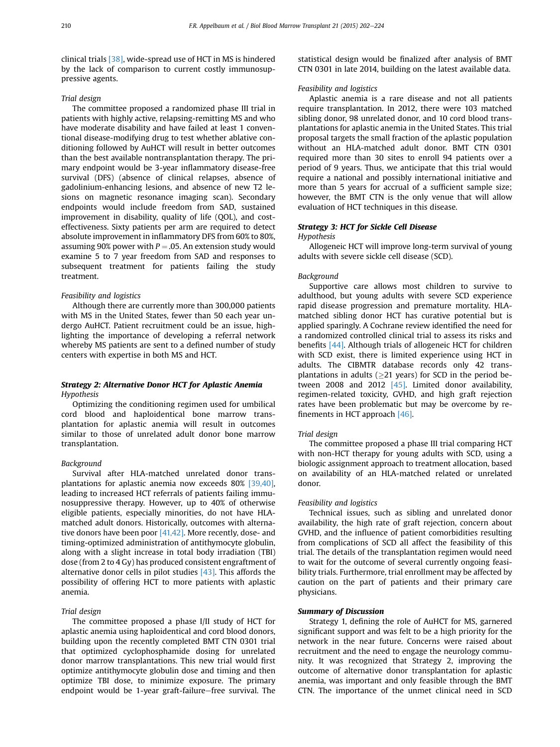clinical trials [38], wide-spread use of HCT in MS is hindered by the lack of comparison to current costly immunosuppressive agents.

*Trial design*

The committee proposed a randomized phase III trial in patients with highly active, relapsing-remitting MS and who have moderate disability and have failed at least 1 conventional disease-modifying drug to test whether ablative conditioning followed by AuHCT will result in better outcomes than the best available nontransplantation therapy. The primary endpoint would be 3-year inflammatory disease-free survival (DFS) (absence of clinical relapses, absence of gadolinium-enhancing lesions, and absence of new T2 lesions on magnetic resonance imaging scan). Secondary endpoints would include freedom from SAD, sustained improvement in disability, quality of life (QOL), and cost-effectiveness. Sixty patients per arm are required to detect absolute improvement in inflammatory DFS from 60% to 80%, assuming 90% power with $P = .05$. An extension study would examine 5 to 7 year freedom from SAD and responses to subsequent treatment for patients failing the study treatment.

*Feasibility and logistics*

Although there are currently more than 300,000 patients with MS in the United States, fewer than 50 each year undergo AuHCT. Patient recruitment could be an issue, highlighting the importance of developing a referral network whereby MS patients are sent to a defined number of study centers with expertise in both MS and HCT.

***Strategy 2: Alternative Donor HCT for Aplastic Anemia***

*Hypothesis*

Optimizing the conditioning regimen used for umbilical cord blood and haploidentical bone marrow transplantation for aplastic anemia will result in outcomes similar to those of unrelated adult donor bone marrow transplantation.

*Background*

Survival after HLA-matched unrelated donor transplantations for aplastic anemia now exceeds 80% [39,40], leading to increased HCT referrals of patients failing immunosuppressive therapy. However, up to 40% of otherwise eligible patients, especially minorities, do not have HLA-matched adult donors. Historically, outcomes with alternative donors have been poor [41,42]. More recently, dose- and timing-optimized administration of antithymocyte globulin, along with a slight increase in total body irradiation (TBI) dose (from 2 to 4 Gy) has produced consistent engraftment of alternative donor cells in pilot studies [43]. This affords the possibility of offering HCT to more patients with aplastic anemia.

*Trial design*

The committee proposed a phase I/II study of HCT for aplastic anemia using haploidentical and cord blood donors, building upon the recently completed BMT CTN 0301 trial that optimized cyclophosphamide dosing for unrelated donor marrow transplantations. This new trial would first optimize antithymocyte globulin dose and timing and then optimize TBI dose, to minimize exposure. The primary endpoint would be 1-year graft-failure–free survival. The statistical design would be finalized after analysis of BMT CTN 0301 in late 2014, building on the latest available data.

*Feasibility and logistics*

Aplastic anemia is a rare disease and not all patients require transplantation. In 2012, there were 103 matched sibling donor, 98 unrelated donor, and 10 cord blood transplantations for aplastic anemia in the United States. This trial proposal targets the small fraction of the aplastic population without an HLA-matched adult donor. BMT CTN 0301 required more than 30 sites to enroll 94 patients over a period of 9 years. Thus, we anticipate that this trial would require a national and possibly international initiative and more than 5 years for accrual of a sufficient sample size; however, the BMT CTN is the only venue that will allow evaluation of HCT techniques in this disease.

***Strategy 3: HCT for Sickle Cell Disease***

*Hypothesis*

Allogeneic HCT will improve long-term survival of young adults with severe sickle cell disease (SCD).

*Background*

Supportive care allows most children to survive to adulthood, but young adults with severe SCD experience rapid disease progression and premature mortality. HLA-matched sibling donor HCT has curative potential but is applied sparingly. A Cochrane review identified the need for a randomized controlled clinical trial to assess its risks and benefits [44]. Although trials of allogeneic HCT for children with SCD exist, there is limited experience using HCT in adults. The CIBMTR database records only 42 transplantations in adults ($\geq$21 years) for SCD in the period between 2008 and 2012 [45]. Limited donor availability, regimen-related toxicity, GVHD, and high graft rejection rates have been problematic but may be overcome by refinements in HCT approach [46].

*Trial design*

The committee proposed a phase III trial comparing HCT with non-HCT therapy for young adults with SCD, using a biologic assignment approach to treatment allocation, based on availability of an HLA-matched related or unrelated donor.

*Feasibility and logistics*

Technical issues, such as sibling and unrelated donor availability, the high rate of graft rejection, concern about GVHD, and the influence of patient comorbidities resulting from complications of SCD all affect the feasibility of this trial. The details of the transplantation regimen would need to wait for the outcome of several currently ongoing feasibility trials. Furthermore, trial enrollment may be affected by caution on the part of patients and their primary care physicians.

***Summary of Discussion***

Strategy 1, defining the role of AuHCT for MS, garnered significant support and was felt to be a high priority for the network in the near future. Concerns were raised about recruitment and the need to engage the neurology community. It was recognized that Strategy 2, improving the outcome of alternative donor transplantation for aplastic anemia, was important and only feasible through the BMT CTN. The importance of the unmet clinical need in SCD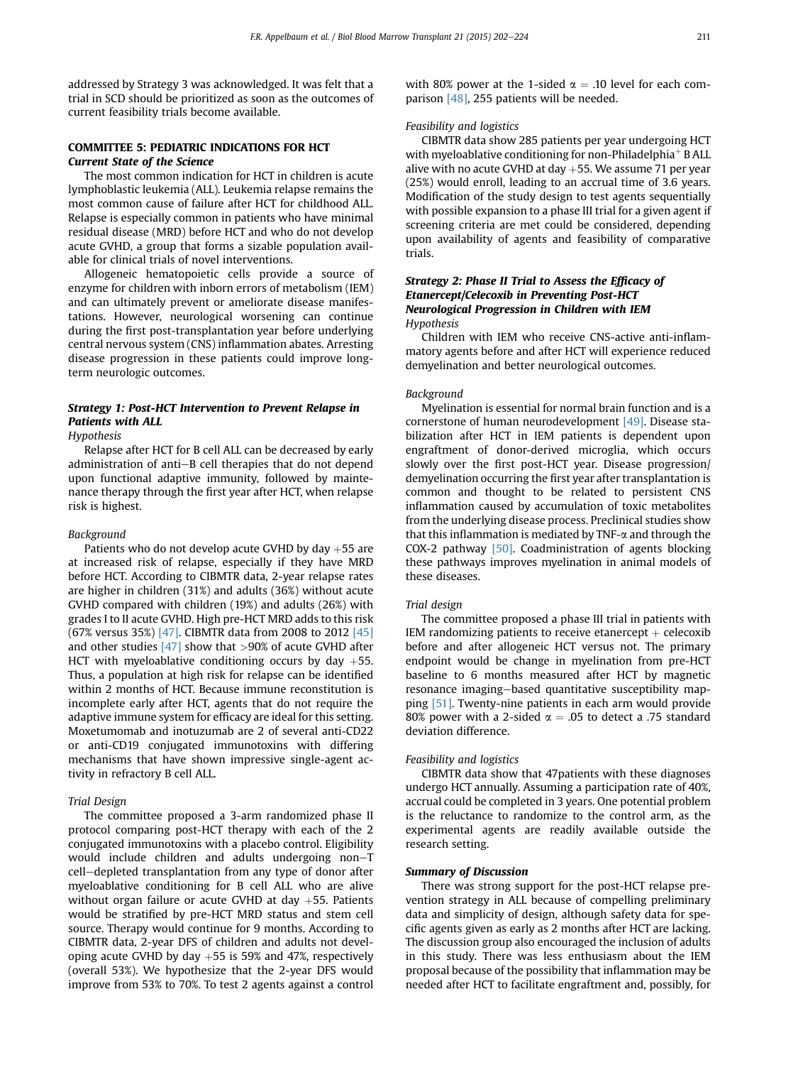addressed by Strategy 3 was acknowledged. It was felt that a trial in SCD should be prioritized as soon as the outcomes of current feasibility trials become available.

## COMMITTEE 5: PEDIATRIC INDICATIONS FOR HCT

### *Current State of the Science*

The most common indication for HCT in children is acute lymphoblastic leukemia (ALL). Leukemia relapse remains the most common cause of failure after HCT for childhood ALL. Relapse is especially common in patients who have minimal residual disease (MRD) before HCT and who do not develop acute GVHD, a group that forms a sizable population available for clinical trials of novel interventions.

Allogeneic hematopoietic cells provide a source of enzyme for children with inborn errors of metabolism (IEM) and can ultimately prevent or ameliorate disease manifestations. However, neurological worsening can continue during the first post-transplantation year before underlying central nervous system (CNS) inflammation abates. Arresting disease progression in these patients could improve long-term neurologic outcomes.

### *Strategy 1: Post-HCT Intervention to Prevent Relapse in Patients with ALL*

*Hypothesis*

Relapse after HCT for B cell ALL can be decreased by early administration of anti–B cell therapies that do not depend upon functional adaptive immunity, followed by maintenance therapy through the first year after HCT, when relapse risk is highest.

*Background*

Patients who do not develop acute GVHD by day +55 are at increased risk of relapse, especially if they have MRD before HCT. According to CIBMTR data, 2-year relapse rates are higher in children (31%) and adults (36%) without acute GVHD compared with children (19%) and adults (26%) with grades I to II acute GVHD. High pre-HCT MRD adds to this risk (67% versus 35%) [47]. CIBMTR data from 2008 to 2012 [45] and other studies [47] show that >90% of acute GVHD after HCT with myeloablative conditioning occurs by day +55. Thus, a population at high risk for relapse can be identified within 2 months of HCT. Because immune reconstitution is incomplete early after HCT, agents that do not require the adaptive immune system for efficacy are ideal for this setting. Moxetumomab and inotuzumab are 2 of several anti-CD22 or anti-CD19 conjugated immunotoxins with differing mechanisms that have shown impressive single-agent activity in refractory B cell ALL.

*Trial Design*

The committee proposed a 3-arm randomized phase II protocol comparing post-HCT therapy with each of the 2 conjugated immunotoxins with a placebo control. Eligibility would include children and adults undergoing non–T cell–depleted transplantation from any type of donor after myeloablative conditioning for B cell ALL who are alive without organ failure or acute GVHD at day +55. Patients would be stratified by pre-HCT MRD status and stem cell source. Therapy would continue for 9 months. According to CIBMTR data, 2-year DFS of children and adults not developing acute GVHD by day +55 is 59% and 47%, respectively (overall 53%). We hypothesize that the 2-year DFS would improve from 53% to 70%. To test 2 agents against a control with 80% power at the 1-sided $\alpha = .10$ level for each comparison [48], 255 patients will be needed.

*Feasibility and logistics*

CIBMTR data show 285 patients per year undergoing HCT with myeloablative conditioning for non-Philadelphia$^+$ B ALL alive with no acute GVHD at day +55. We assume 71 per year (25%) would enroll, leading to an accrual time of 3.6 years. Modification of the study design to test agents sequentially with possible expansion to a phase III trial for a given agent if screening criteria are met could be considered, depending upon availability of agents and feasibility of comparative trials.

### *Strategy 2: Phase II Trial to Assess the Efficacy of Etanercept/Celecoxib in Preventing Post-HCT Neurological Progression in Children with IEM*

*Hypothesis*

Children with IEM who receive CNS-active anti-inflammatory agents before and after HCT will experience reduced demyelination and better neurological outcomes.

*Background*

Myelination is essential for normal brain function and is a cornerstone of human neurodevelopment [49]. Disease stabilization after HCT in IEM patients is dependent upon engraftment of donor-derived microglia, which occurs slowly over the first post-HCT year. Disease progression/demyelination occurring the first year after transplantation is common and thought to be related to persistent CNS inflammation caused by accumulation of toxic metabolites from the underlying disease process. Preclinical studies show that this inflammation is mediated by TNF-$\alpha$ and through the COX-2 pathway [50]. Coadministration of agents blocking these pathways improves myelination in animal models of these diseases.

*Trial design*

The committee proposed a phase III trial in patients with IEM randomizing patients to receive etanercept + celecoxib before and after allogeneic HCT versus not. The primary endpoint would be change in myelination from pre-HCT baseline to 6 months measured after HCT by magnetic resonance imaging–based quantitative susceptibility mapping [51]. Twenty-nine patients in each arm would provide 80% power with a 2-sided $\alpha = .05$ to detect a .75 standard deviation difference.

*Feasibility and logistics*

CIBMTR data show that 47patients with these diagnoses undergo HCT annually. Assuming a participation rate of 40%, accrual could be completed in 3 years. One potential problem is the reluctance to randomize to the control arm, as the experimental agents are readily available outside the research setting.

### *Summary of Discussion*

There was strong support for the post-HCT relapse prevention strategy in ALL because of compelling preliminary data and simplicity of design, although safety data for specific agents given as early as 2 months after HCT are lacking. The discussion group also encouraged the inclusion of adults in this study. There was less enthusiasm about the IEM proposal because of the possibility that inflammation may be needed after HCT to facilitate engraftment and, possibly, for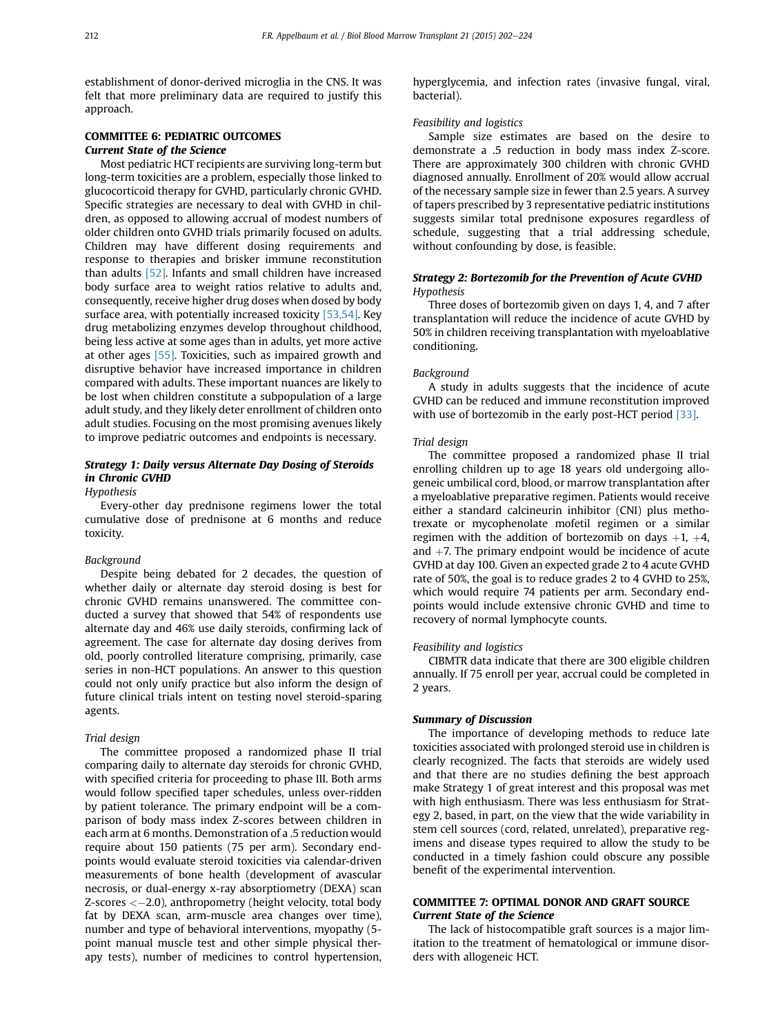establishment of donor-derived microglia in the CNS. It was felt that more preliminary data are required to justify this approach.

## COMMITTEE 6: PEDIATRIC OUTCOMES

### *Current State of the Science*

Most pediatric HCT recipients are surviving long-term but long-term toxicities are a problem, especially those linked to glucocorticoid therapy for GVHD, particularly chronic GVHD. Specific strategies are necessary to deal with GVHD in children, as opposed to allowing accrual of modest numbers of older children onto GVHD trials primarily focused on adults. Children may have different dosing requirements and response to therapies and brisker immune reconstitution than adults [52]. Infants and small children have increased body surface area to weight ratios relative to adults and, consequently, receive higher drug doses when dosed by body surface area, with potentially increased toxicity [53,54]. Key drug metabolizing enzymes develop throughout childhood, being less active at some ages than in adults, yet more active at other ages [55]. Toxicities, such as impaired growth and disruptive behavior have increased importance in children compared with adults. These important nuances are likely to be lost when children constitute a subpopulation of a large adult study, and they likely deter enrollment of children onto adult studies. Focusing on the most promising avenues likely to improve pediatric outcomes and endpoints is necessary.

### *Strategy 1: Daily versus Alternate Day Dosing of Steroids in Chronic GVHD*

*Hypothesis*

Every-other day prednisone regimens lower the total cumulative dose of prednisone at 6 months and reduce toxicity.

*Background*

Despite being debated for 2 decades, the question of whether daily or alternate day steroid dosing is best for chronic GVHD remains unanswered. The committee conducted a survey that showed that 54% of respondents use alternate day and 46% use daily steroids, confirming lack of agreement. The case for alternate day dosing derives from old, poorly controlled literature comprising, primarily, case series in non-HCT populations. An answer to this question could not only unify practice but also inform the design of future clinical trials intent on testing novel steroid-sparing agents.

*Trial design*

The committee proposed a randomized phase II trial comparing daily to alternate day steroids for chronic GVHD, with specified criteria for proceeding to phase III. Both arms would follow specified taper schedules, unless over-ridden by patient tolerance. The primary endpoint will be a comparison of body mass index Z-scores between children in each arm at 6 months. Demonstration of a .5 reduction would require about 150 patients (75 per arm). Secondary endpoints would evaluate steroid toxicities via calendar-driven measurements of bone health (development of avascular necrosis, or dual-energy x-ray absorptiometry (DEXA) scan Z-scores $<-2.0$), anthropometry (height velocity, total body fat by DEXA scan, arm-muscle area changes over time), number and type of behavioral interventions, myopathy (5-point manual muscle test and other simple physical therapy tests), number of medicines to control hypertension, hyperglycemia, and infection rates (invasive fungal, viral, bacterial).

*Feasibility and logistics*

Sample size estimates are based on the desire to demonstrate a .5 reduction in body mass index Z-score. There are approximately 300 children with chronic GVHD diagnosed annually. Enrollment of 20% would allow accrual of the necessary sample size in fewer than 2.5 years. A survey of tapers prescribed by 3 representative pediatric institutions suggests similar total prednisone exposures regardless of schedule, suggesting that a trial addressing schedule, without confounding by dose, is feasible.

### *Strategy 2: Bortezomib for the Prevention of Acute GVHD*

*Hypothesis*

Three doses of bortezomib given on days 1, 4, and 7 after transplantation will reduce the incidence of acute GVHD by 50% in children receiving transplantation with myeloablative conditioning.

*Background*

A study in adults suggests that the incidence of acute GVHD can be reduced and immune reconstitution improved with use of bortezomib in the early post-HCT period [33].

*Trial design*

The committee proposed a randomized phase II trial enrolling children up to age 18 years old undergoing allogeneic umbilical cord, blood, or marrow transplantation after a myeloablative preparative regimen. Patients would receive either a standard calcineurin inhibitor (CNI) plus methotrexate or mycophenolate mofetil regimen or a similar regimen with the addition of bortezomib on days +1, +4, and +7. The primary endpoint would be incidence of acute GVHD at day 100. Given an expected grade 2 to 4 acute GVHD rate of 50%, the goal is to reduce grades 2 to 4 GVHD to 25%, which would require 74 patients per arm. Secondary endpoints would include extensive chronic GVHD and time to recovery of normal lymphocyte counts.

*Feasibility and logistics*

CIBMTR data indicate that there are 300 eligible children annually. If 75 enroll per year, accrual could be completed in 2 years.

### *Summary of Discussion*

The importance of developing methods to reduce late toxicities associated with prolonged steroid use in children is clearly recognized. The facts that steroids are widely used and that there are no studies defining the best approach make Strategy 1 of great interest and this proposal was met with high enthusiasm. There was less enthusiasm for Strategy 2, based, in part, on the view that the wide variability in stem cell sources (cord, related, unrelated), preparative regimens and disease types required to allow the study to be conducted in a timely fashion could obscure any possible benefit of the experimental intervention.

## COMMITTEE 7: OPTIMAL DONOR AND GRAFT SOURCE

### *Current State of the Science*

The lack of histocompatible graft sources is a major limitation to the treatment of hematological or immune disorders with allogeneic HCT.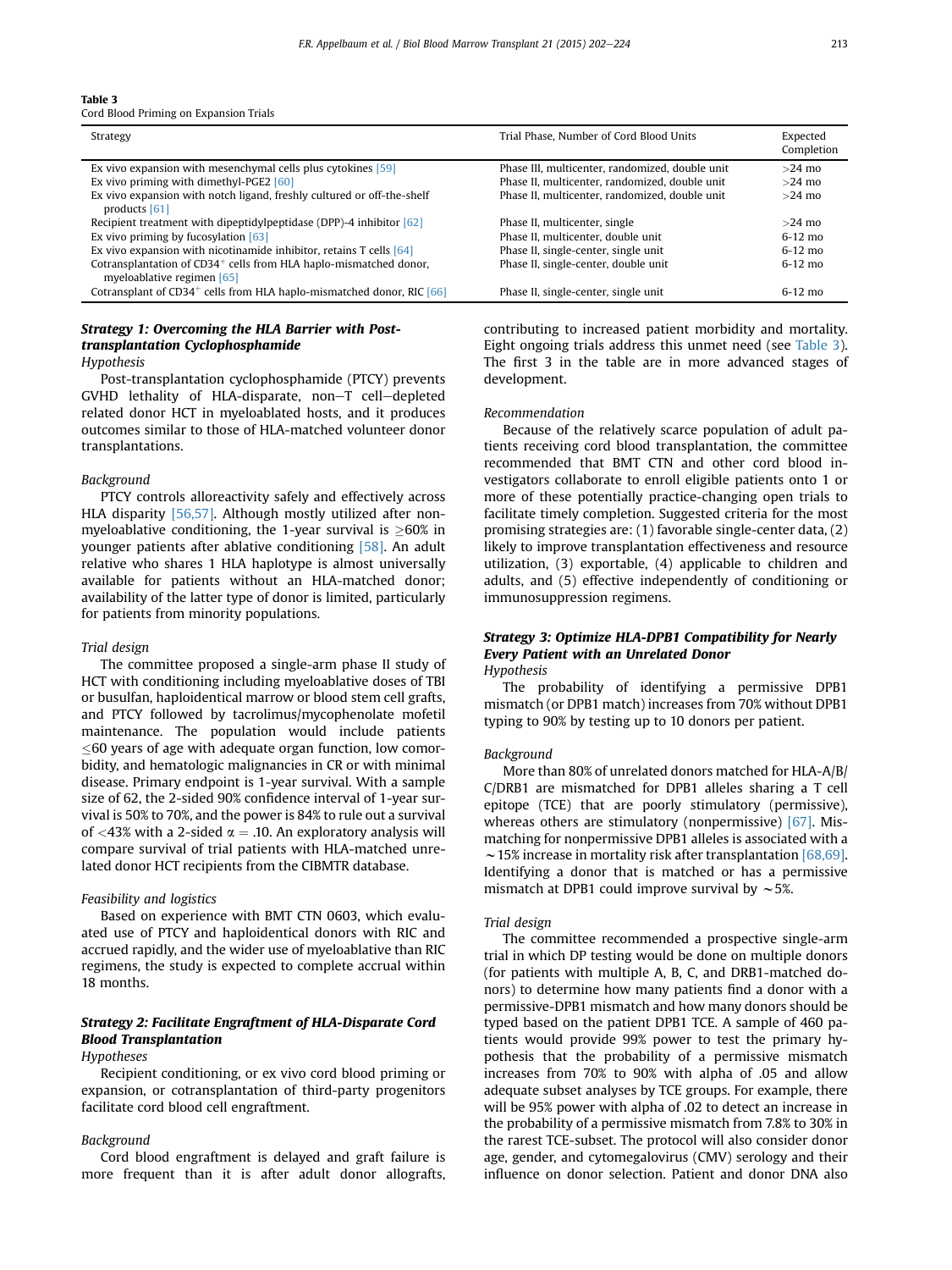**Table 3**
Cord Blood Priming on Expansion Trials

| Strategy | Trial Phase, Number of Cord Blood Units | Expected Completion |
|---|---|---|
| Ex vivo expansion with mesenchymal cells plus cytokines [59] | Phase III, multicenter, randomized, double unit | >24 mo |
| Ex vivo priming with dimethyl-PGE2 [60] | Phase II, multicenter, randomized, double unit | >24 mo |
| Ex vivo expansion with notch ligand, freshly cultured or off-the-shelf products [61] | Phase II, multicenter, randomized, double unit | >24 mo |
| Recipient treatment with dipeptidylpeptidase (DPP)-4 inhibitor [62] | Phase II, multicenter, single | >24 mo |
| Ex vivo priming by fucosylation [63] | Phase II, multicenter, double unit | 6-12 mo |
| Ex vivo expansion with nicotinamide inhibitor, retains T cells [64] | Phase II, single-center, single unit | 6-12 mo |
| Cotransplantation of $CD34^+$ cells from HLA haplo-mismatched donor, myeloablative regimen [65] | Phase II, single-center, double unit | 6-12 mo |
| Cotransplant of $CD34^+$ cells from HLA haplo-mismatched donor, RIC [66] | Phase II, single-center, single unit | 6-12 mo |

### *Strategy 1: Overcoming the HLA Barrier with Post-transplantation Cyclophosphamide*

*Hypothesis*

Post-transplantation cyclophosphamide (PTCY) prevents GVHD lethality of HLA-disparate, non−T cell−depleted related donor HCT in myeloablated hosts, and it produces outcomes similar to those of HLA-matched volunteer donor transplantations.

*Background*

PTCY controls alloreactivity safely and effectively across HLA disparity [56,57]. Although mostly utilized after nonmyeloablative conditioning, the 1-year survival is ≥60% in younger patients after ablative conditioning [58]. An adult relative who shares 1 HLA haplotype is almost universally available for patients without an HLA-matched donor; availability of the latter type of donor is limited, particularly for patients from minority populations.

*Trial design*

The committee proposed a single-arm phase II study of HCT with conditioning including myeloablative doses of TBI or busulfan, haploidentical marrow or blood stem cell grafts, and PTCY followed by tacrolimus/mycophenolate mofetil maintenance. The population would include patients ≤60 years of age with adequate organ function, low comorbidity, and hematologic malignancies in CR or with minimal disease. Primary endpoint is 1-year survival. With a sample size of 62, the 2-sided 90% confidence interval of 1-year survival is 50% to 70%, and the power is 84% to rule out a survival of <43% with a 2-sided $\alpha = .10$. An exploratory analysis will compare survival of trial patients with HLA-matched unrelated donor HCT recipients from the CIBMTR database.

*Feasibility and logistics*

Based on experience with BMT CTN 0603, which evaluated use of PTCY and haploidentical donors with RIC and accrued rapidly, and the wider use of myeloablative than RIC regimens, the study is expected to complete accrual within 18 months.

### *Strategy 2: Facilitate Engraftment of HLA-Disparate Cord Blood Transplantation*

*Hypotheses*

Recipient conditioning, or ex vivo cord blood priming or expansion, or cotransplantation of third-party progenitors facilitate cord blood cell engraftment.

*Background*

Cord blood engraftment is delayed and graft failure is more frequent than it is after adult donor allografts, contributing to increased patient morbidity and mortality. Eight ongoing trials address this unmet need (see Table 3). The first 3 in the table are in more advanced stages of development.

*Recommendation*

Because of the relatively scarce population of adult patients receiving cord blood transplantation, the committee recommended that BMT CTN and other cord blood investigators collaborate to enroll eligible patients onto 1 or more of these potentially practice-changing open trials to facilitate timely completion. Suggested criteria for the most promising strategies are: (1) favorable single-center data, (2) likely to improve transplantation effectiveness and resource utilization, (3) exportable, (4) applicable to children and adults, and (5) effective independently of conditioning or immunosuppression regimens.

### *Strategy 3: Optimize HLA-DPB1 Compatibility for Nearly Every Patient with an Unrelated Donor*

*Hypothesis*

The probability of identifying a permissive DPB1 mismatch (or DPB1 match) increases from 70% without DPB1 typing to 90% by testing up to 10 donors per patient.

*Background*

More than 80% of unrelated donors matched for HLA-A/B/C/DRB1 are mismatched for DPB1 alleles sharing a T cell epitope (TCE) that are poorly stimulatory (permissive), whereas others are stimulatory (nonpermissive) [67]. Mismatching for nonpermissive DPB1 alleles is associated with a ~15% increase in mortality risk after transplantation [68,69]. Identifying a donor that is matched or has a permissive mismatch at DPB1 could improve survival by ~5%.

*Trial design*

The committee recommended a prospective single-arm trial in which DP testing would be done on multiple donors (for patients with multiple A, B, C, and DRB1-matched donors) to determine how many patients find a donor with a permissive-DPB1 mismatch and how many donors should be typed based on the patient DPB1 TCE. A sample of 460 patients would provide 99% power to test the primary hypothesis that the probability of a permissive mismatch increases from 70% to 90% with alpha of .05 and allow adequate subset analyses by TCE groups. For example, there will be 95% power with alpha of .02 to detect an increase in the probability of a permissive mismatch from 7.8% to 30% in the rarest TCE-subset. The protocol will also consider donor age, gender, and cytomegalovirus (CMV) serology and their influence on donor selection. Patient and donor DNA also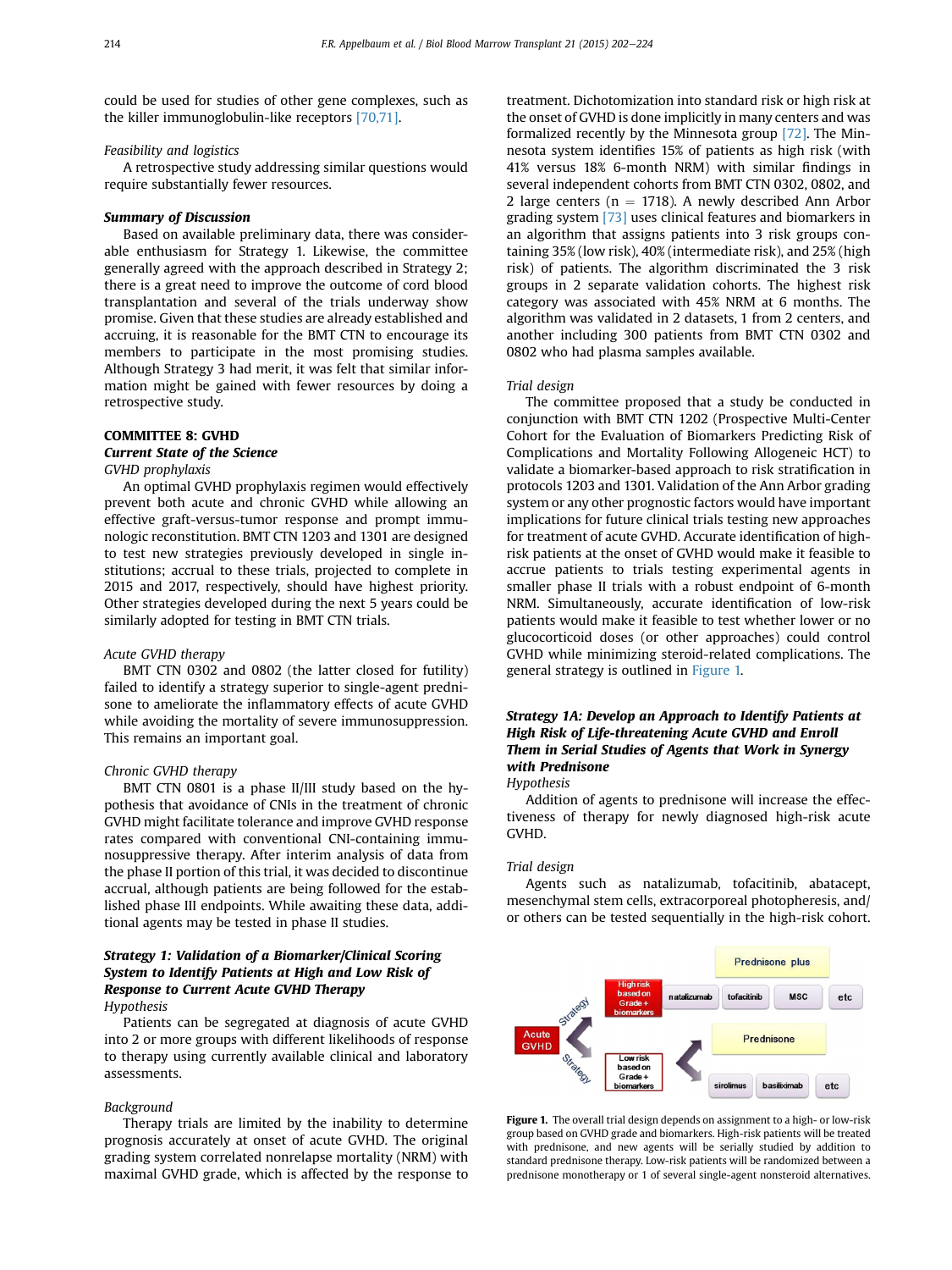could be used for studies of other gene complexes, such as the killer immunoglobulin-like receptors [70,71].

*Feasibility and logistics*

A retrospective study addressing similar questions would require substantially fewer resources.

***Summary of Discussion***

Based on available preliminary data, there was considerable enthusiasm for Strategy 1. Likewise, the committee generally agreed with the approach described in Strategy 2; there is a great need to improve the outcome of cord blood transplantation and several of the trials underway show promise. Given that these studies are already established and accruing, it is reasonable for the BMT CTN to encourage its members to participate in the most promising studies. Although Strategy 3 had merit, it was felt that similar information might be gained with fewer resources by doing a retrospective study.

## COMMITTEE 8: GVHD

***Current State of the Science***

*GVHD prophylaxis*

An optimal GVHD prophylaxis regimen would effectively prevent both acute and chronic GVHD while allowing an effective graft-versus-tumor response and prompt immunologic reconstitution. BMT CTN 1203 and 1301 are designed to test new strategies previously developed in single institutions; accrual to these trials, projected to complete in 2015 and 2017, respectively, should have highest priority. Other strategies developed during the next 5 years could be similarly adopted for testing in BMT CTN trials.

*Acute GVHD therapy*

BMT CTN 0302 and 0802 (the latter closed for futility) failed to identify a strategy superior to single-agent prednisone to ameliorate the inflammatory effects of acute GVHD while avoiding the mortality of severe immunosuppression. This remains an important goal.

*Chronic GVHD therapy*

BMT CTN 0801 is a phase II/III study based on the hypothesis that avoidance of CNIs in the treatment of chronic GVHD might facilitate tolerance and improve GVHD response rates compared with conventional CNI-containing immunosuppressive therapy. After interim analysis of data from the phase II portion of this trial, it was decided to discontinue accrual, although patients are being followed for the established phase III endpoints. While awaiting these data, additional agents may be tested in phase II studies.

***Strategy 1: Validation of a Biomarker/Clinical Scoring System to Identify Patients at High and Low Risk of Response to Current Acute GVHD Therapy***

*Hypothesis*

Patients can be segregated at diagnosis of acute GVHD into 2 or more groups with different likelihoods of response to therapy using currently available clinical and laboratory assessments.

*Background*

Therapy trials are limited by the inability to determine prognosis accurately at onset of acute GVHD. The original grading system correlated nonrelapse mortality (NRM) with maximal GVHD grade, which is affected by the response to treatment. Dichotomization into standard risk or high risk at the onset of GVHD is done implicitly in many centers and was formalized recently by the Minnesota group [72]. The Minnesota system identifies 15% of patients as high risk (with 41% versus 18% 6-month NRM) with similar findings in several independent cohorts from BMT CTN 0302, 0802, and 2 large centers (n = 1718). A newly described Ann Arbor grading system [73] uses clinical features and biomarkers in an algorithm that assigns patients into 3 risk groups containing 35% (low risk), 40% (intermediate risk), and 25% (high risk) of patients. The algorithm discriminated the 3 risk groups in 2 separate validation cohorts. The highest risk category was associated with 45% NRM at 6 months. The algorithm was validated in 2 datasets, 1 from 2 centers, and another including 300 patients from BMT CTN 0302 and 0802 who had plasma samples available.

*Trial design*

The committee proposed that a study be conducted in conjunction with BMT CTN 1202 (Prospective Multi-Center Cohort for the Evaluation of Biomarkers Predicting Risk of Complications and Mortality Following Allogeneic HCT) to validate a biomarker-based approach to risk stratification in protocols 1203 and 1301. Validation of the Ann Arbor grading system or any other prognostic factors would have important implications for future clinical trials testing new approaches for treatment of acute GVHD. Accurate identification of high-risk patients at the onset of GVHD would make it feasible to accrue patients to trials testing experimental agents in smaller phase II trials with a robust endpoint of 6-month NRM. Simultaneously, accurate identification of low-risk patients would make it feasible to test whether lower or no glucocorticoid doses (or other approaches) could control GVHD while minimizing steroid-related complications. The general strategy is outlined in Figure 1.

***Strategy 1A: Develop an Approach to Identify Patients at High Risk of Life-threatening Acute GVHD and Enroll Them in Serial Studies of Agents that Work in Synergy with Prednisone***

*Hypothesis*

Addition of agents to prednisone will increase the effectiveness of therapy for newly diagnosed high-risk acute GVHD.

*Trial design*

Agents such as natalizumab, tofacitinib, abatacept, mesenchymal stem cells, extracorporeal photopheresis, and/or others can be tested sequentially in the high-risk cohort.

**Figure 1.** The overall trial design depends on assignment to a high- or low-risk group based on GVHD grade and biomarkers. High-risk patients will be treated with prednisone, and new agents will be serially studied by addition to standard prednisone therapy. Low-risk patients will be randomized between a prednisone monotherapy or 1 of several single-agent nonsteroid alternatives.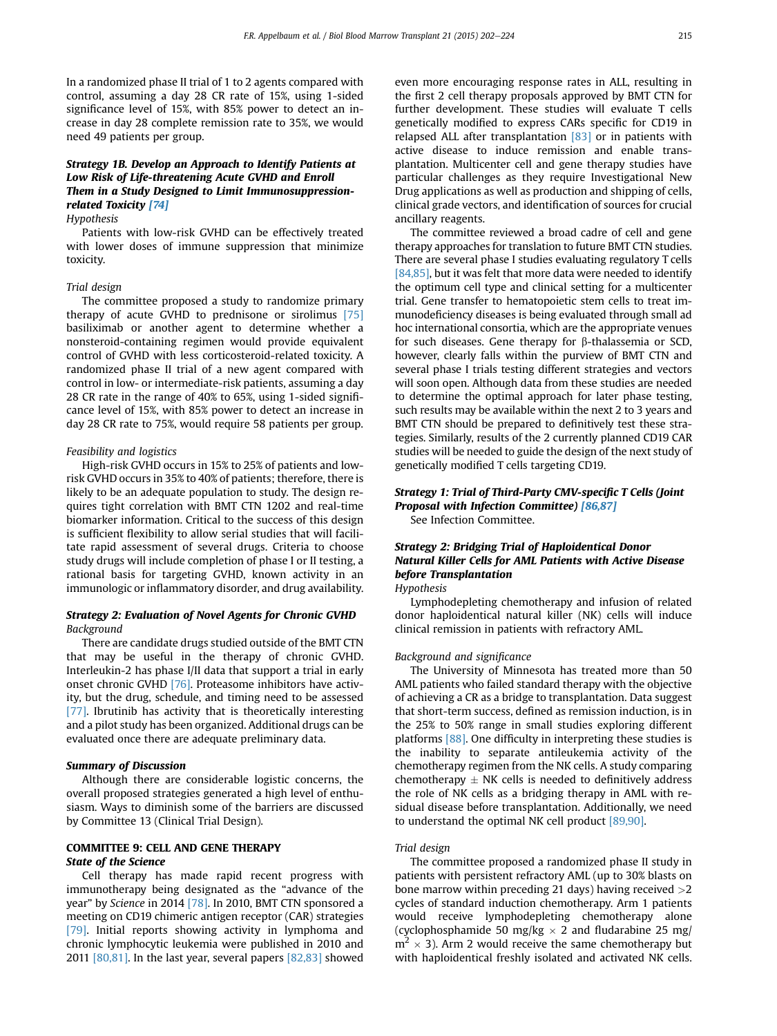In a randomized phase II trial of 1 to 2 agents compared with control, assuming a day 28 CR rate of 15%, using 1-sided significance level of 15%, with 85% power to detect an increase in day 28 complete remission rate to 35%, we would need 49 patients per group.

### *Strategy 1B. Develop an Approach to Identify Patients at Low Risk of Life-threatening Acute GVHD and Enroll Them in a Study Designed to Limit Immunosuppression-related Toxicity [74]*

*Hypothesis*

Patients with low-risk GVHD can be effectively treated with lower doses of immune suppression that minimize toxicity.

*Trial design*

The committee proposed a study to randomize primary therapy of acute GVHD to prednisone or sirolimus [75] basiliximab or another agent to determine whether a nonsteroid-containing regimen would provide equivalent control of GVHD with less corticosteroid-related toxicity. A randomized phase II trial of a new agent compared with control in low- or intermediate-risk patients, assuming a day 28 CR rate in the range of 40% to 65%, using 1-sided significance level of 15%, with 85% power to detect an increase in day 28 CR rate to 75%, would require 58 patients per group.

*Feasibility and logistics*

High-risk GVHD occurs in 15% to 25% of patients and low-risk GVHD occurs in 35% to 40% of patients; therefore, there is likely to be an adequate population to study. The design requires tight correlation with BMT CTN 1202 and real-time biomarker information. Critical to the success of this design is sufficient flexibility to allow serial studies that will facilitate rapid assessment of several drugs. Criteria to choose study drugs will include completion of phase I or II testing, a rational basis for targeting GVHD, known activity in an immunologic or inflammatory disorder, and drug availability.

### *Strategy 2: Evaluation of Novel Agents for Chronic GVHD*

*Background*

There are candidate drugs studied outside of the BMT CTN that may be useful in the therapy of chronic GVHD. Interleukin-2 has phase I/II data that support a trial in early onset chronic GVHD [76]. Proteasome inhibitors have activity, but the drug, schedule, and timing need to be assessed [77]. Ibrutinib has activity that is theoretically interesting and a pilot study has been organized. Additional drugs can be evaluated once there are adequate preliminary data.

### *Summary of Discussion*

Although there are considerable logistic concerns, the overall proposed strategies generated a high level of enthusiasm. Ways to diminish some of the barriers are discussed by Committee 13 (Clinical Trial Design).

## COMMITTEE 9: CELL AND GENE THERAPY

### *State of the Science*

Cell therapy has made rapid recent progress with immunotherapy being designated as the "advance of the year" by *Science* in 2014 [78]. In 2010, BMT CTN sponsored a meeting on CD19 chimeric antigen receptor (CAR) strategies [79]. Initial reports showing activity in lymphoma and chronic lymphocytic leukemia were published in 2010 and 2011 [80,81]. In the last year, several papers [82,83] showed even more encouraging response rates in ALL, resulting in the first 2 cell therapy proposals approved by BMT CTN for further development. These studies will evaluate T cells genetically modified to express CARs specific for CD19 in relapsed ALL after transplantation [83] or in patients with active disease to induce remission and enable transplantation. Multicenter cell and gene therapy studies have particular challenges as they require Investigational New Drug applications as well as production and shipping of cells, clinical grade vectors, and identification of sources for crucial ancillary reagents.

The committee reviewed a broad cadre of cell and gene therapy approaches for translation to future BMT CTN studies. There are several phase I studies evaluating regulatory T cells [84,85], but it was felt that more data were needed to identify the optimum cell type and clinical setting for a multicenter trial. Gene transfer to hematopoietic stem cells to treat immunodeficiency diseases is being evaluated through small ad hoc international consortia, which are the appropriate venues for such diseases. Gene therapy for β-thalassemia or SCD, however, clearly falls within the purview of BMT CTN and several phase I trials testing different strategies and vectors will soon open. Although data from these studies are needed to determine the optimal approach for later phase testing, such results may be available within the next 2 to 3 years and BMT CTN should be prepared to definitively test these strategies. Similarly, results of the 2 currently planned CD19 CAR studies will be needed to guide the design of the next study of genetically modified T cells targeting CD19.

### *Strategy 1: Trial of Third-Party CMV-specific T Cells (Joint Proposal with Infection Committee) [86,87]*

See Infection Committee.

### *Strategy 2: Bridging Trial of Haploidentical Donor Natural Killer Cells for AML Patients with Active Disease before Transplantation*

*Hypothesis*

Lymphodepleting chemotherapy and infusion of related donor haploidentical natural killer (NK) cells will induce clinical remission in patients with refractory AML.

*Background and significance*

The University of Minnesota has treated more than 50 AML patients who failed standard therapy with the objective of achieving a CR as a bridge to transplantation. Data suggest that short-term success, defined as remission induction, is in the 25% to 50% range in small studies exploring different platforms [88]. One difficulty in interpreting these studies is the inability to separate antileukemia activity of the chemotherapy regimen from the NK cells. A study comparing chemotherapy ± NK cells is needed to definitively address the role of NK cells as a bridging therapy in AML with residual disease before transplantation. Additionally, we need to understand the optimal NK cell product [89,90].

*Trial design*

The committee proposed a randomized phase II study in patients with persistent refractory AML (up to 30% blasts on bone marrow within preceding 21 days) having received >2 cycles of standard induction chemotherapy. Arm 1 patients would receive lymphodepleting chemotherapy alone (cyclophosphamide 50 mg/kg × 2 and fludarabine 25 mg/$m^2$ × 3). Arm 2 would receive the same chemotherapy but with haploidentical freshly isolated and activated NK cells.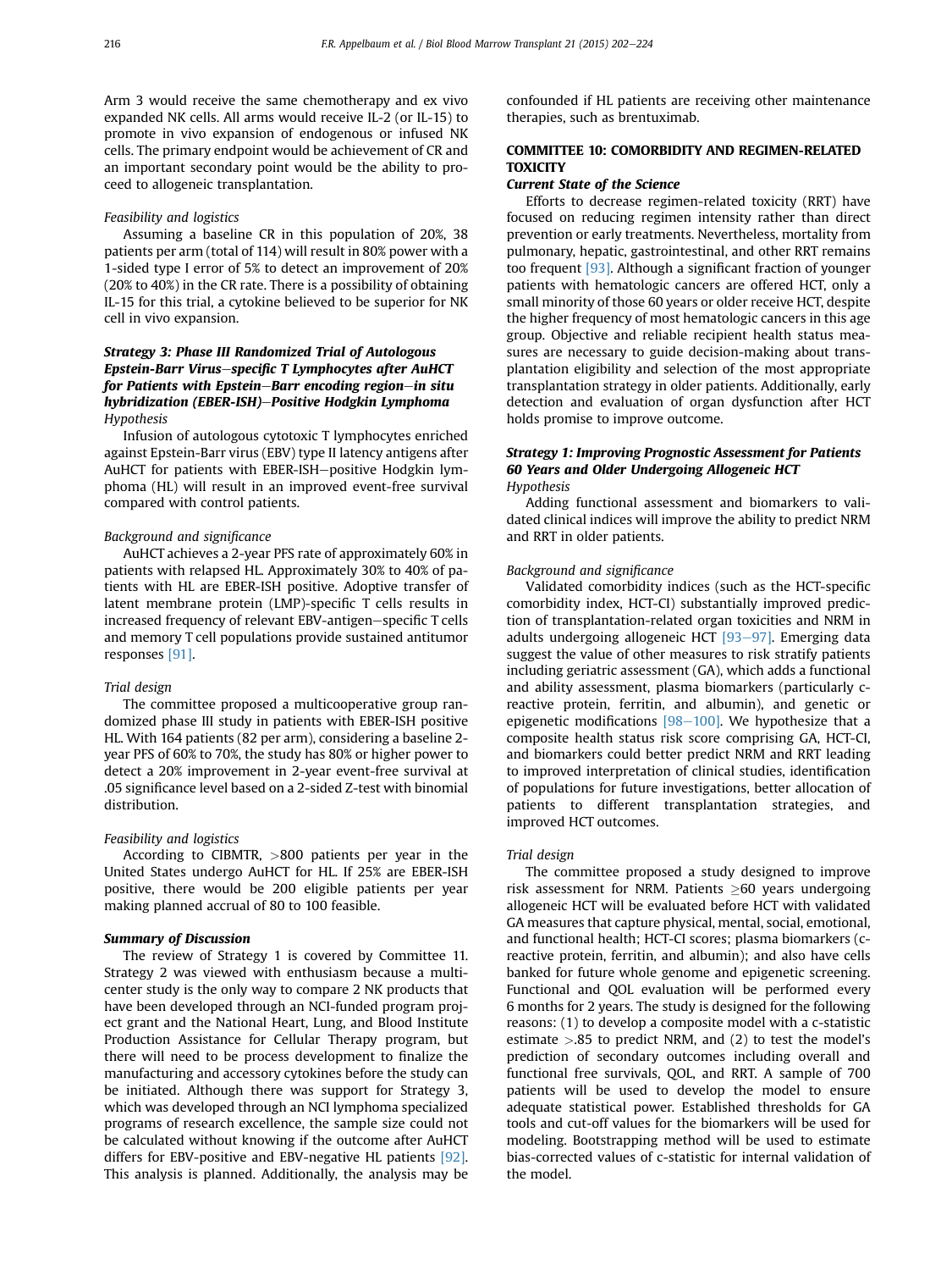Arm 3 would receive the same chemotherapy and ex vivo expanded NK cells. All arms would receive IL-2 (or IL-15) to promote in vivo expansion of endogenous or infused NK cells. The primary endpoint would be achievement of CR and an important secondary point would be the ability to proceed to allogeneic transplantation.

*Feasibility and logistics*

Assuming a baseline CR in this population of 20%, 38 patients per arm (total of 114) will result in 80% power with a 1-sided type I error of 5% to detect an improvement of 20% (20% to 40%) in the CR rate. There is a possibility of obtaining IL-15 for this trial, a cytokine believed to be superior for NK cell in vivo expansion.

### *Strategy 3: Phase III Randomized Trial of Autologous Epstein-Barr Virus–specific T Lymphocytes after AuHCT for Patients with Epstein–Barr encoding region–in situ hybridization (EBER-ISH)–Positive Hodgkin Lymphoma*

*Hypothesis*

Infusion of autologous cytotoxic T lymphocytes enriched against Epstein-Barr virus (EBV) type II latency antigens after AuHCT for patients with EBER-ISH–positive Hodgkin lymphoma (HL) will result in an improved event-free survival compared with control patients.

*Background and significance*

AuHCT achieves a 2-year PFS rate of approximately 60% in patients with relapsed HL. Approximately 30% to 40% of patients with HL are EBER-ISH positive. Adoptive transfer of latent membrane protein (LMP)-specific T cells results in increased frequency of relevant EBV-antigen–specific T cells and memory T cell populations provide sustained antitumor responses [91].

*Trial design*

The committee proposed a multicooperative group randomized phase III study in patients with EBER-ISH positive HL. With 164 patients (82 per arm), considering a baseline 2-year PFS of 60% to 70%, the study has 80% or higher power to detect a 20% improvement in 2-year event-free survival at .05 significance level based on a 2-sided Z-test with binomial distribution.

*Feasibility and logistics*

According to CIBMTR, >800 patients per year in the United States undergo AuHCT for HL. If 25% are EBER-ISH positive, there would be 200 eligible patients per year making planned accrual of 80 to 100 feasible.

### Summary of Discussion

The review of Strategy 1 is covered by Committee 11. Strategy 2 was viewed with enthusiasm because a multicenter study is the only way to compare 2 NK products that have been developed through an NCI-funded program project grant and the National Heart, Lung, and Blood Institute Production Assistance for Cellular Therapy program, but there will need to be process development to finalize the manufacturing and accessory cytokines before the study can be initiated. Although there was support for Strategy 3, which was developed through an NCI lymphoma specialized programs of research excellence, the sample size could not be calculated without knowing if the outcome after AuHCT differs for EBV-positive and EBV-negative HL patients [92]. This analysis is planned. Additionally, the analysis may be confounded if HL patients are receiving other maintenance therapies, such as brentuximab.

## COMMITTEE 10: COMORBIDITY AND REGIMEN-RELATED TOXICITY

### *Current State of the Science*

Efforts to decrease regimen-related toxicity (RRT) have focused on reducing regimen intensity rather than direct prevention or early treatments. Nevertheless, mortality from pulmonary, hepatic, gastrointestinal, and other RRT remains too frequent [93]. Although a significant fraction of younger patients with hematologic cancers are offered HCT, only a small minority of those 60 years or older receive HCT, despite the higher frequency of most hematologic cancers in this age group. Objective and reliable recipient health status measures are necessary to guide decision-making about transplantation eligibility and selection of the most appropriate transplantation strategy in older patients. Additionally, early detection and evaluation of organ dysfunction after HCT holds promise to improve outcome.

### *Strategy 1: Improving Prognostic Assessment for Patients 60 Years and Older Undergoing Allogeneic HCT*

*Hypothesis*

Adding functional assessment and biomarkers to validated clinical indices will improve the ability to predict NRM and RRT in older patients.

*Background and significance*

Validated comorbidity indices (such as the HCT-specific comorbidity index, HCT-CI) substantially improved prediction of transplantation-related organ toxicities and NRM in adults undergoing allogeneic HCT [93–97]. Emerging data suggest the value of other measures to risk stratify patients including geriatric assessment (GA), which adds a functional and ability assessment, plasma biomarkers (particularly c-reactive protein, ferritin, and albumin), and genetic or epigenetic modifications [98–100]. We hypothesize that a composite health status risk score comprising GA, HCT-CI, and biomarkers could better predict NRM and RRT leading to improved interpretation of clinical studies, identification of populations for future investigations, better allocation of patients to different transplantation strategies, and improved HCT outcomes.

*Trial design*

The committee proposed a study designed to improve risk assessment for NRM. Patients ≥60 years undergoing allogeneic HCT will be evaluated before HCT with validated GA measures that capture physical, mental, social, emotional, and functional health; HCT-CI scores; plasma biomarkers (c-reactive protein, ferritin, and albumin); and also have cells banked for future whole genome and epigenetic screening. Functional and QOL evaluation will be performed every 6 months for 2 years. The study is designed for the following reasons: (1) to develop a composite model with a c-statistic estimate >.85 to predict NRM, and (2) to test the model's prediction of secondary outcomes including overall and functional free survivals, QOL, and RRT. A sample of 700 patients will be used to develop the model to ensure adequate statistical power. Established thresholds for GA tools and cut-off values for the biomarkers will be used for modeling. Bootstrapping method will be used to estimate bias-corrected values of c-statistic for internal validation of the model.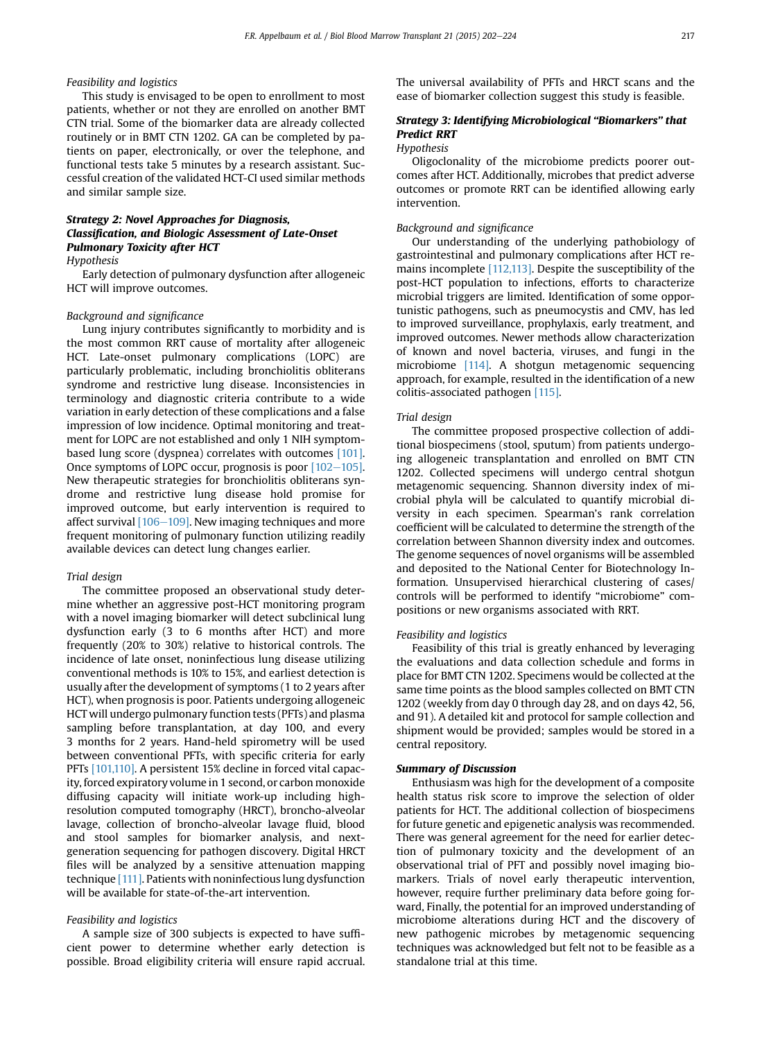*Feasibility and logistics*

This study is envisaged to be open to enrollment to most patients, whether or not they are enrolled on another BMT CTN trial. Some of the biomarker data are already collected routinely or in BMT CTN 1202. GA can be completed by patients on paper, electronically, or over the telephone, and functional tests take 5 minutes by a research assistant. Successful creation of the validated HCT-CI used similar methods and similar sample size.

### Strategy 2: Novel Approaches for Diagnosis, Classification, and Biologic Assessment of Late-Onset Pulmonary Toxicity after HCT

*Hypothesis*

Early detection of pulmonary dysfunction after allogeneic HCT will improve outcomes.

*Background and significance*

Lung injury contributes significantly to morbidity and is the most common RRT cause of mortality after allogeneic HCT. Late-onset pulmonary complications (LOPC) are particularly problematic, including bronchiolitis obliterans syndrome and restrictive lung disease. Inconsistencies in terminology and diagnostic criteria contribute to a wide variation in early detection of these complications and a false impression of low incidence. Optimal monitoring and treatment for LOPC are not established and only 1 NIH symptom-based lung score (dyspnea) correlates with outcomes [101]. Once symptoms of LOPC occur, prognosis is poor [102–105]. New therapeutic strategies for bronchiolitis obliterans syndrome and restrictive lung disease hold promise for improved outcome, but early intervention is required to affect survival [106–109]. New imaging techniques and more frequent monitoring of pulmonary function utilizing readily available devices can detect lung changes earlier.

*Trial design*

The committee proposed an observational study determine whether an aggressive post-HCT monitoring program with a novel imaging biomarker will detect subclinical lung dysfunction early (3 to 6 months after HCT) and more frequently (20% to 30%) relative to historical controls. The incidence of late onset, noninfectious lung disease utilizing conventional methods is 10% to 15%, and earliest detection is usually after the development of symptoms (1 to 2 years after HCT), when prognosis is poor. Patients undergoing allogeneic HCT will undergo pulmonary function tests (PFTs) and plasma sampling before transplantation, at day 100, and every 3 months for 2 years. Hand-held spirometry will be used between conventional PFTs, with specific criteria for early PFTs [101,110]. A persistent 15% decline in forced vital capacity, forced expiratory volume in 1 second, or carbon monoxide diffusing capacity will initiate work-up including high-resolution computed tomography (HRCT), broncho-alveolar lavage, collection of broncho-alveolar lavage fluid, blood and stool samples for biomarker analysis, and next-generation sequencing for pathogen discovery. Digital HRCT files will be analyzed by a sensitive attenuation mapping technique [111]. Patients with noninfectious lung dysfunction will be available for state-of-the-art intervention.

*Feasibility and logistics*

A sample size of 300 subjects is expected to have sufficient power to determine whether early detection is possible. Broad eligibility criteria will ensure rapid accrual. The universal availability of PFTs and HRCT scans and the ease of biomarker collection suggest this study is feasible.

### Strategy 3: Identifying Microbiological "Biomarkers" that Predict RRT

*Hypothesis*

Oligoclonality of the microbiome predicts poorer outcomes after HCT. Additionally, microbes that predict adverse outcomes or promote RRT can be identified allowing early intervention.

*Background and significance*

Our understanding of the underlying pathobiology of gastrointestinal and pulmonary complications after HCT remains incomplete [112,113]. Despite the susceptibility of the post-HCT population to infections, efforts to characterize microbial triggers are limited. Identification of some opportunistic pathogens, such as pneumocystis and CMV, has led to improved surveillance, prophylaxis, early treatment, and improved outcomes. Newer methods allow characterization of known and novel bacteria, viruses, and fungi in the microbiome [114]. A shotgun metagenomic sequencing approach, for example, resulted in the identification of a new colitis-associated pathogen [115].

*Trial design*

The committee proposed prospective collection of additional biospecimens (stool, sputum) from patients undergoing allogeneic transplantation and enrolled on BMT CTN 1202. Collected specimens will undergo central shotgun metagenomic sequencing. Shannon diversity index of microbial phyla will be calculated to quantify microbial diversity in each specimen. Spearman's rank correlation coefficient will be calculated to determine the strength of the correlation between Shannon diversity index and outcomes. The genome sequences of novel organisms will be assembled and deposited to the National Center for Biotechnology Information. Unsupervised hierarchical clustering of cases/controls will be performed to identify "microbiome" compositions or new organisms associated with RRT.

*Feasibility and logistics*

Feasibility of this trial is greatly enhanced by leveraging the evaluations and data collection schedule and forms in place for BMT CTN 1202. Specimens would be collected at the same time points as the blood samples collected on BMT CTN 1202 (weekly from day 0 through day 28, and on days 42, 56, and 91). A detailed kit and protocol for sample collection and shipment would be provided; samples would be stored in a central repository.

### Summary of Discussion

Enthusiasm was high for the development of a composite health status risk score to improve the selection of older patients for HCT. The additional collection of biospecimens for future genetic and epigenetic analysis was recommended. There was general agreement for the need for earlier detection of pulmonary toxicity and the development of an observational trial of PFT and possibly novel imaging biomarkers. Trials of novel early therapeutic intervention, however, require further preliminary data before going forward, Finally, the potential for an improved understanding of microbiome alterations during HCT and the discovery of new pathogenic microbes by metagenomic sequencing techniques was acknowledged but felt not to be feasible as a standalone trial at this time.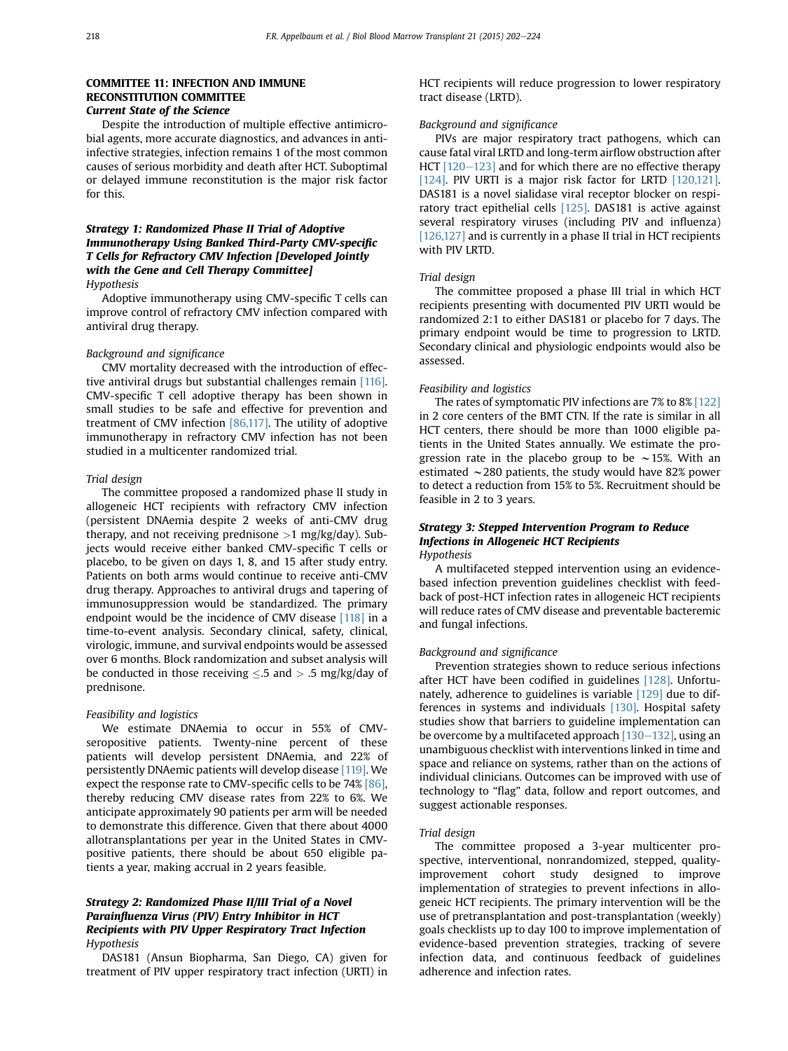## COMMITTEE 11: INFECTION AND IMMUNE RECONSTITUTION COMMITTEE

### *Current State of the Science*

Despite the introduction of multiple effective antimicrobial agents, more accurate diagnostics, and advances in anti-infective strategies, infection remains 1 of the most common causes of serious morbidity and death after HCT. Suboptimal or delayed immune reconstitution is the major risk factor for this.

### *Strategy 1: Randomized Phase II Trial of Adoptive Immunotherapy Using Banked Third-Party CMV-specific T Cells for Refractory CMV Infection [Developed Jointly with the Gene and Cell Therapy Committee]*

*Hypothesis*

Adoptive immunotherapy using CMV-specific T cells can improve control of refractory CMV infection compared with antiviral drug therapy.

*Background and significance*

CMV mortality decreased with the introduction of effective antiviral drugs but substantial challenges remain [116]. CMV-specific T cell adoptive therapy has been shown in small studies to be safe and effective for prevention and treatment of CMV infection [86,117]. The utility of adoptive immunotherapy in refractory CMV infection has not been studied in a multicenter randomized trial.

*Trial design*

The committee proposed a randomized phase II study in allogeneic HCT recipients with refractory CMV infection (persistent DNAemia despite 2 weeks of anti-CMV drug therapy, and not receiving prednisone >1 mg/kg/day). Subjects would receive either banked CMV-specific T cells or placebo, to be given on days 1, 8, and 15 after study entry. Patients on both arms would continue to receive anti-CMV drug therapy. Approaches to antiviral drugs and tapering of immunosuppression would be standardized. The primary endpoint would be the incidence of CMV disease [118] in a time-to-event analysis. Secondary clinical, safety, clinical, virologic, immune, and survival endpoints would be assessed over 6 months. Block randomization and subset analysis will be conducted in those receiving $\leq .5$ and $> .5$ mg/kg/day of prednisone.

*Feasibility and logistics*

We estimate DNAemia to occur in 55% of CMV-seropositive patients. Twenty-nine percent of these patients will develop persistent DNAemia, and 22% of persistently DNAemic patients will develop disease [119]. We expect the response rate to CMV-specific cells to be 74% [86], thereby reducing CMV disease rates from 22% to 6%. We anticipate approximately 90 patients per arm will be needed to demonstrate this difference. Given that there about 4000 allotransplantations per year in the United States in CMV-positive patients, there should be about 650 eligible patients a year, making accrual in 2 years feasible.

### *Strategy 2: Randomized Phase II/III Trial of a Novel Parainfluenza Virus (PIV) Entry Inhibitor in HCT Recipients with PIV Upper Respiratory Tract Infection*

*Hypothesis*

DAS181 (Ansun Biopharma, San Diego, CA) given for treatment of PIV upper respiratory tract infection (URTI) in HCT recipients will reduce progression to lower respiratory tract disease (LRTD).

*Background and significance*

PIVs are major respiratory tract pathogens, which can cause fatal viral LRTD and long-term airflow obstruction after HCT [120–123] and for which there are no effective therapy [124]. PIV URTI is a major risk factor for LRTD [120,121]. DAS181 is a novel sialidase viral receptor blocker on respiratory tract epithelial cells [125]. DAS181 is active against several respiratory viruses (including PIV and influenza) [126,127] and is currently in a phase II trial in HCT recipients with PIV LRTD.

*Trial design*

The committee proposed a phase III trial in which HCT recipients presenting with documented PIV URTI would be randomized 2:1 to either DAS181 or placebo for 7 days. The primary endpoint would be time to progression to LRTD. Secondary clinical and physiologic endpoints would also be assessed.

*Feasibility and logistics*

The rates of symptomatic PIV infections are 7% to 8% [122] in 2 core centers of the BMT CTN. If the rate is similar in all HCT centers, there should be more than 1000 eligible patients in the United States annually. We estimate the progression rate in the placebo group to be $\sim$15%. With an estimated $\sim$280 patients, the study would have 82% power to detect a reduction from 15% to 5%. Recruitment should be feasible in 2 to 3 years.

### *Strategy 3: Stepped Intervention Program to Reduce Infections in Allogeneic HCT Recipients*

*Hypothesis*

A multifaceted stepped intervention using an evidence-based infection prevention guidelines checklist with feedback of post-HCT infection rates in allogeneic HCT recipients will reduce rates of CMV disease and preventable bacteremic and fungal infections.

*Background and significance*

Prevention strategies shown to reduce serious infections after HCT have been codified in guidelines [128]. Unfortunately, adherence to guidelines is variable [129] due to differences in systems and individuals [130]. Hospital safety studies show that barriers to guideline implementation can be overcome by a multifaceted approach [130–132], using an unambiguous checklist with interventions linked in time and space and reliance on systems, rather than on the actions of individual clinicians. Outcomes can be improved with use of technology to "flag" data, follow and report outcomes, and suggest actionable responses.

*Trial design*

The committee proposed a 3-year multicenter prospective, interventional, nonrandomized, stepped, quality-improvement cohort study designed to improve implementation of strategies to prevent infections in allogeneic HCT recipients. The primary intervention will be the use of pretransplantation and post-transplantation (weekly) goals checklists up to day 100 to improve implementation of evidence-based prevention strategies, tracking of severe infection data, and continuous feedback of guidelines adherence and infection rates.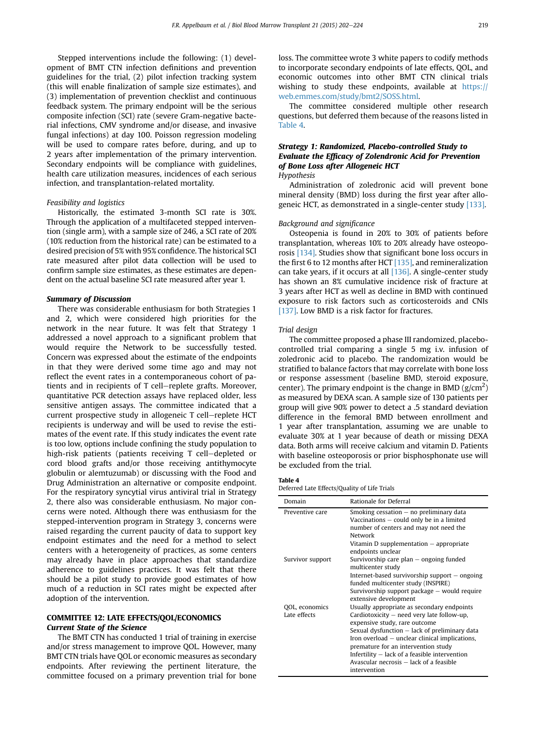Stepped interventions include the following: (1) development of BMT CTN infection definitions and prevention guidelines for the trial, (2) pilot infection tracking system (this will enable finalization of sample size estimates), and (3) implementation of prevention checklist and continuous feedback system. The primary endpoint will be the serious composite infection (SCI) rate (severe Gram-negative bacterial infections, CMV syndrome and/or disease, and invasive fungal infections) at day 100. Poisson regression modeling will be used to compare rates before, during, and up to 2 years after implementation of the primary intervention. Secondary endpoints will be compliance with guidelines, health care utilization measures, incidences of each serious infection, and transplantation-related mortality.

*Feasibility and logistics*

Historically, the estimated 3-month SCI rate is 30%. Through the application of a multifaceted stepped intervention (single arm), with a sample size of 246, a SCI rate of 20% (10% reduction from the historical rate) can be estimated to a desired precision of 5% with 95% confidence. The historical SCI rate measured after pilot data collection will be used to confirm sample size estimates, as these estimates are dependent on the actual baseline SCI rate measured after year 1.

***Summary of Discussion***

There was considerable enthusiasm for both Strategies 1 and 2, which were considered high priorities for the network in the near future. It was felt that Strategy 1 addressed a novel approach to a significant problem that would require the Network to be successfully tested. Concern was expressed about the estimate of the endpoints in that they were derived some time ago and may not reflect the event rates in a contemporaneous cohort of patients and in recipients of T cell–replete grafts. Moreover, quantitative PCR detection assays have replaced older, less sensitive antigen assays. The committee indicated that a current prospective study in allogeneic T cell–replete HCT recipients is underway and will be used to revise the estimates of the event rate. If this study indicates the event rate is too low, options include confining the study population to high-risk patients (patients receiving T cell–depleted or cord blood grafts and/or those receiving antithymocyte globulin or alemtuzumab) or discussing with the Food and Drug Administration an alternative or composite endpoint. For the respiratory syncytial virus antiviral trial in Strategy 2, there also was considerable enthusiasm. No major concerns were noted. Although there was enthusiasm for the stepped-intervention program in Strategy 3, concerns were raised regarding the current paucity of data to support key endpoint estimates and the need for a method to select centers with a heterogeneity of practices, as some centers may already have in place approaches that standardize adherence to guidelines practices. It was felt that there should be a pilot study to provide good estimates of how much of a reduction in SCI rates might be expected after adoption of the intervention.

## COMMITTEE 12: LATE EFFECTS/QOL/ECONOMICS

### *Current State of the Science*

The BMT CTN has conducted 1 trial of training in exercise and/or stress management to improve QOL. However, many BMT CTN trials have QOL or economic measures as secondary endpoints. After reviewing the pertinent literature, the committee focused on a primary prevention trial for bone loss. The committee wrote 3 white papers to codify methods to incorporate secondary endpoints of late effects, QOL, and economic outcomes into other BMT CTN clinical trials wishing to study these endpoints, available at https://web.emmes.com/study/bmt2/SOSS.html.

The committee considered multiple other research questions, but deferred them because of the reasons listed in Table 4.

### *Strategy 1: Randomized, Placebo-controlled Study to Evaluate the Efficacy of Zolendronic Acid for Prevention of Bone Loss after Allogeneic HCT*

*Hypothesis*

Administration of zoledronic acid will prevent bone mineral density (BMD) loss during the first year after allogeneic HCT, as demonstrated in a single-center study [133].

*Background and significance*

Osteopenia is found in 20% to 30% of patients before transplantation, whereas 10% to 20% already have osteoporosis [134]. Studies show that significant bone loss occurs in the first 6 to 12 months after HCT [135], and remineralization can take years, if it occurs at all [136]. A single-center study has shown an 8% cumulative incidence risk of fracture at 3 years after HCT as well as decline in BMD with continued exposure to risk factors such as corticosteroids and CNIs [137]. Low BMD is a risk factor for fractures.

*Trial design*

The committee proposed a phase III randomized, placebo-controlled trial comparing a single 5 mg i.v. infusion of zoledronic acid to placebo. The randomization would be stratified to balance factors that may correlate with bone loss or response assessment (baseline BMD, steroid exposure, center). The primary endpoint is the change in BMD ($g/cm^2$) as measured by DEXA scan. A sample size of 130 patients per group will give 90% power to detect a .5 standard deviation difference in the femoral BMD between enrollment and 1 year after transplantation, assuming we are unable to evaluate 30% at 1 year because of death or missing DEXA data. Both arms will receive calcium and vitamin D. Patients with baseline osteoporosis or prior bisphosphonate use will be excluded from the trial.

**Table 4**
Deferred Late Effects/Quality of Life Trials

| Domain | Rationale for Deferral |
|---|---|
| Preventive care | Smoking cessation – no preliminary data<br>Vaccinations – could only be in a limited number of centers and may not need the Network<br>Vitamin D supplementation – appropriate endpoints unclear |
| Survivor support | Survivorship care plan – ongoing funded multicenter study<br>Internet-based survivorship support – ongoing funded multicenter study (INSPIRE)<br>Survivorship support package – would require extensive development |
| QOL, economics | Usually appropriate as secondary endpoints |
| Late effects | Cardiotoxicity – need very late follow-up, expensive study, rare outcome<br>Sexual dysfunction – lack of preliminary data<br>Iron overload – unclear clinical implications, premature for an intervention study<br>Infertility – lack of a feasible intervention<br>Avascular necrosis – lack of a feasible intervention |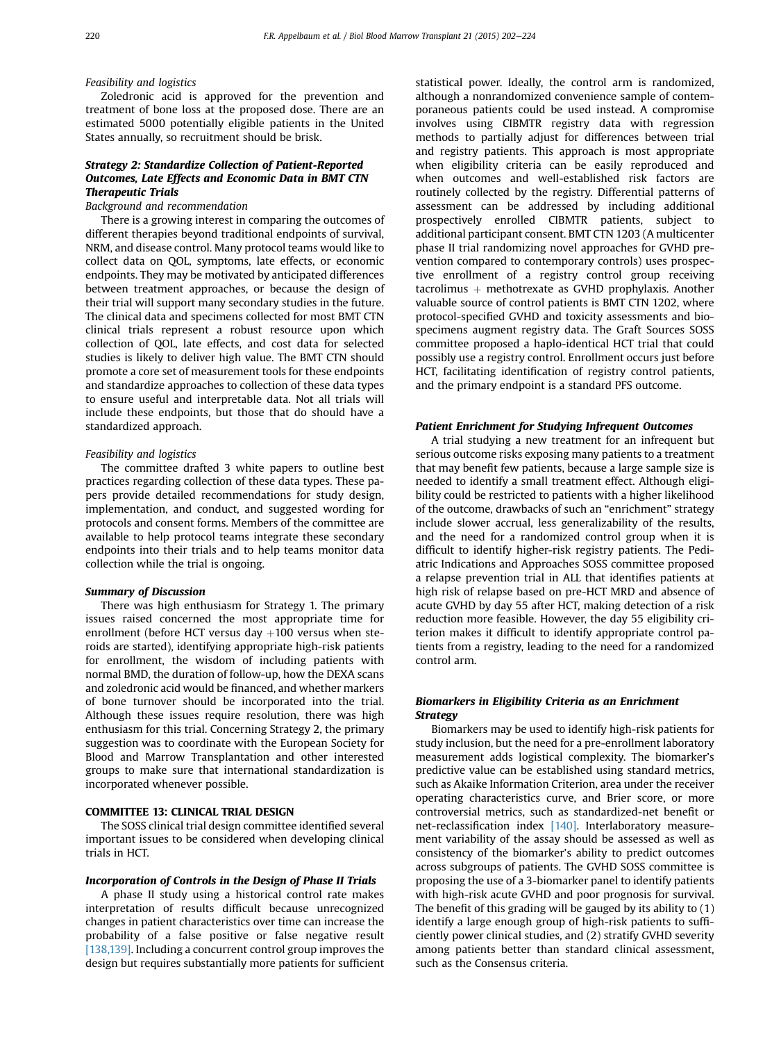*Feasibility and logistics*

Zoledronic acid is approved for the prevention and treatment of bone loss at the proposed dose. There are an estimated 5000 potentially eligible patients in the United States annually, so recruitment should be brisk.

#### *Strategy 2: Standardize Collection of Patient-Reported Outcomes, Late Effects and Economic Data in BMT CTN Therapeutic Trials*

*Background and recommendation*

There is a growing interest in comparing the outcomes of different therapies beyond traditional endpoints of survival, NRM, and disease control. Many protocol teams would like to collect data on QOL, symptoms, late effects, or economic endpoints. They may be motivated by anticipated differences between treatment approaches, or because the design of their trial will support many secondary studies in the future. The clinical data and specimens collected for most BMT CTN clinical trials represent a robust resource upon which collection of QOL, late effects, and cost data for selected studies is likely to deliver high value. The BMT CTN should promote a core set of measurement tools for these endpoints and standardize approaches to collection of these data types to ensure useful and interpretable data. Not all trials will include these endpoints, but those that do should have a standardized approach.

*Feasibility and logistics*

The committee drafted 3 white papers to outline best practices regarding collection of these data types. These papers provide detailed recommendations for study design, implementation, and conduct, and suggested wording for protocols and consent forms. Members of the committee are available to help protocol teams integrate these secondary endpoints into their trials and to help teams monitor data collection while the trial is ongoing.

### *Summary of Discussion*

There was high enthusiasm for Strategy 1. The primary issues raised concerned the most appropriate time for enrollment (before HCT versus day +100 versus when steroids are started), identifying appropriate high-risk patients for enrollment, the wisdom of including patients with normal BMD, the duration of follow-up, how the DEXA scans and zoledronic acid would be financed, and whether markers of bone turnover should be incorporated into the trial. Although these issues require resolution, there was high enthusiasm for this trial. Concerning Strategy 2, the primary suggestion was to coordinate with the European Society for Blood and Marrow Transplantation and other interested groups to make sure that international standardization is incorporated whenever possible.

## COMMITTEE 13: CLINICAL TRIAL DESIGN

The SOSS clinical trial design committee identified several important issues to be considered when developing clinical trials in HCT.

### *Incorporation of Controls in the Design of Phase II Trials*

A phase II study using a historical control rate makes interpretation of results difficult because unrecognized changes in patient characteristics over time can increase the probability of a false positive or false negative result [138,139]. Including a concurrent control group improves the design but requires substantially more patients for sufficient statistical power. Ideally, the control arm is randomized, although a nonrandomized convenience sample of contemporaneous patients could be used instead. A compromise involves using CIBMTR registry data with regression methods to partially adjust for differences between trial and registry patients. This approach is most appropriate when eligibility criteria can be easily reproduced and when outcomes and well-established risk factors are routinely collected by the registry. Differential patterns of assessment can be addressed by including additional prospectively enrolled CIBMTR patients, subject to additional participant consent. BMT CTN 1203 (A multicenter phase II trial randomizing novel approaches for GVHD prevention compared to contemporary controls) uses prospective enrollment of a registry control group receiving tacrolimus + methotrexate as GVHD prophylaxis. Another valuable source of control patients is BMT CTN 1202, where protocol-specified GVHD and toxicity assessments and biospecimens augment registry data. The Graft Sources SOSS committee proposed a haplo-identical HCT trial that could possibly use a registry control. Enrollment occurs just before HCT, facilitating identification of registry control patients, and the primary endpoint is a standard PFS outcome.

### *Patient Enrichment for Studying Infrequent Outcomes*

A trial studying a new treatment for an infrequent but serious outcome risks exposing many patients to a treatment that may benefit few patients, because a large sample size is needed to identify a small treatment effect. Although eligibility could be restricted to patients with a higher likelihood of the outcome, drawbacks of such an "enrichment" strategy include slower accrual, less generalizability of the results, and the need for a randomized control group when it is difficult to identify higher-risk registry patients. The Pediatric Indications and Approaches SOSS committee proposed a relapse prevention trial in ALL that identifies patients at high risk of relapse based on pre-HCT MRD and absence of acute GVHD by day 55 after HCT, making detection of a risk reduction more feasible. However, the day 55 eligibility criterion makes it difficult to identify appropriate control patients from a registry, leading to the need for a randomized control arm.

### *Biomarkers in Eligibility Criteria as an Enrichment Strategy*

Biomarkers may be used to identify high-risk patients for study inclusion, but the need for a pre-enrollment laboratory measurement adds logistical complexity. The biomarker's predictive value can be established using standard metrics, such as Akaike Information Criterion, area under the receiver operating characteristics curve, and Brier score, or more controversial metrics, such as standardized-net benefit or net-reclassification index [140]. Interlaboratory measurement variability of the assay should be assessed as well as consistency of the biomarker's ability to predict outcomes across subgroups of patients. The GVHD SOSS committee is proposing the use of a 3-biomarker panel to identify patients with high-risk acute GVHD and poor prognosis for survival. The benefit of this grading will be gauged by its ability to (1) identify a large enough group of high-risk patients to sufficiently power clinical studies, and (2) stratify GVHD severity among patients better than standard clinical assessment, such as the Consensus criteria.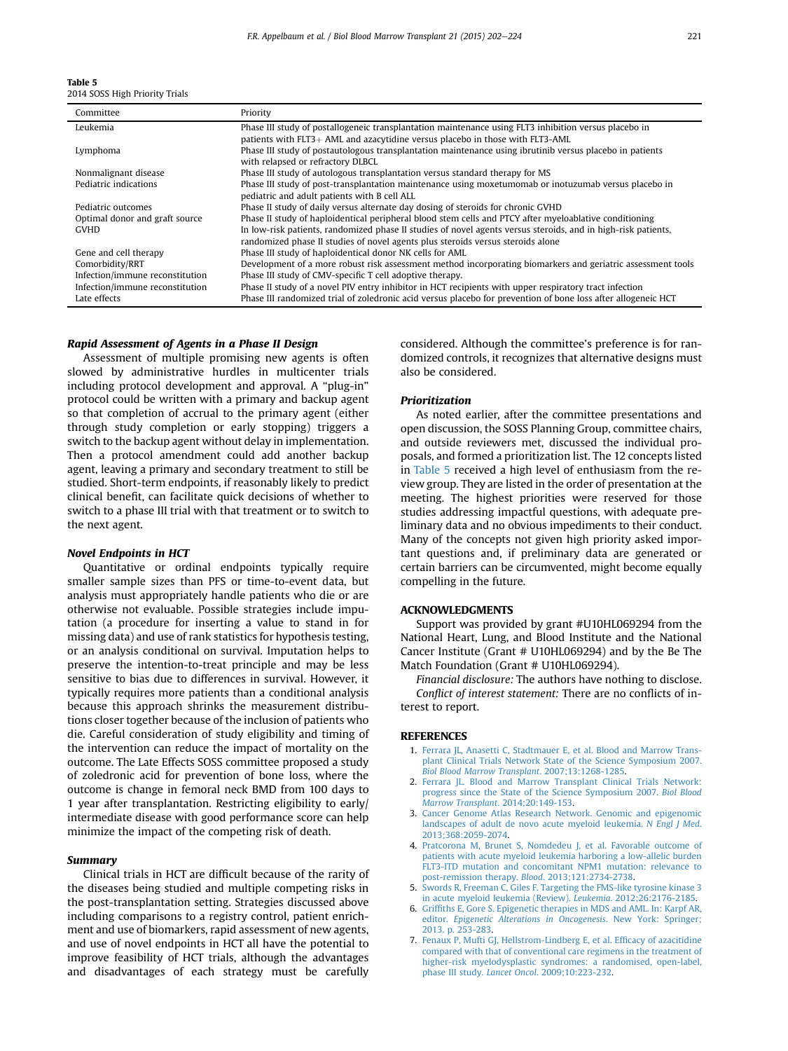**Table 5**
2014 SOSS High Priority Trials

| Committee | Priority |
|---|---|
| Leukemia | Phase III study of postallogeneic transplantation maintenance using FLT3 inhibition versus placebo in patients with FLT3+ AML and azacytidine versus placebo in those with FLT3-AML |
| Lymphoma | Phase III study of postautologous transplantation maintenance using ibrutinib versus placebo in patients with relapsed or refractory DLBCL |
| Nonmalignant disease | Phase III study of autologous transplantation versus standard therapy for MS |
| Pediatric indications | Phase III study of post-transplantation maintenance using moxetumomab or inotuzumab versus placebo in pediatric and adult patients with B cell ALL |
| Pediatric outcomes | Phase II study of daily versus alternate day dosing of steroids for chronic GVHD |
| Optimal donor and graft source | Phase II study of haploidentical peripheral blood stem cells and PTCY after myeloablative conditioning |
| GVHD | In low-risk patients, randomized phase II studies of novel agents versus steroids, and in high-risk patients, randomized phase II studies of novel agents plus steroids versus steroids alone |
| Gene and cell therapy | Phase III study of haploidentical donor NK cells for AML |
| Comorbidity/RRT | Development of a more robust risk assessment method incorporating biomarkers and geriatric assessment tools |
| Infection/immune reconstitution | Phase III study of CMV-specific T cell adoptive therapy. |
| Infection/immune reconstitution | Phase II study of a novel PIV entry inhibitor in HCT recipients with upper respiratory tract infection |
| Late effects | Phase III randomized trial of zoledronic acid versus placebo for prevention of bone loss after allogeneic HCT |

### *Rapid Assessment of Agents in a Phase II Design*

Assessment of multiple promising new agents is often slowed by administrative hurdles in multicenter trials including protocol development and approval. A "plug-in" protocol could be written with a primary and backup agent so that completion of accrual to the primary agent (either through study completion or early stopping) triggers a switch to the backup agent without delay in implementation. Then a protocol amendment could add another backup agent, leaving a primary and secondary treatment to still be studied. Short-term endpoints, if reasonably likely to predict clinical benefit, can facilitate quick decisions of whether to switch to a phase III trial with that treatment or to switch to the next agent.

### *Novel Endpoints in HCT*

Quantitative or ordinal endpoints typically require smaller sample sizes than PFS or time-to-event data, but analysis must appropriately handle patients who die or are otherwise not evaluable. Possible strategies include imputation (a procedure for inserting a value to stand in for missing data) and use of rank statistics for hypothesis testing, or an analysis conditional on survival. Imputation helps to preserve the intention-to-treat principle and may be less sensitive to bias due to differences in survival. However, it typically requires more patients than a conditional analysis because this approach shrinks the measurement distributions closer together because of the inclusion of patients who die. Careful consideration of study eligibility and timing of the intervention can reduce the impact of mortality on the outcome. The Late Effects SOSS committee proposed a study of zoledronic acid for prevention of bone loss, where the outcome is change in femoral neck BMD from 100 days to 1 year after transplantation. Restricting eligibility to early/intermediate disease with good performance score can help minimize the impact of the competing risk of death.

### *Summary*

Clinical trials in HCT are difficult because of the rarity of the diseases being studied and multiple competing risks in the post-transplantation setting. Strategies discussed above including comparisons to a registry control, patient enrichment and use of biomarkers, rapid assessment of new agents, and use of novel endpoints in HCT all have the potential to improve feasibility of HCT trials, although the advantages and disadvantages of each strategy must be carefully considered. Although the committee's preference is for randomized controls, it recognizes that alternative designs must also be considered.

### *Prioritization*

As noted earlier, after the committee presentations and open discussion, the SOSS Planning Group, committee chairs, and outside reviewers met, discussed the individual proposals, and formed a prioritization list. The 12 concepts listed in Table 5 received a high level of enthusiasm from the review group. They are listed in the order of presentation at the meeting. The highest priorities were reserved for those studies addressing impactful questions, with adequate preliminary data and no obvious impediments to their conduct. Many of the concepts not given high priority asked important questions and, if preliminary data are generated or certain barriers can be circumvented, might become equally compelling in the future.

## ACKNOWLEDGMENTS

Support was provided by grant #U10HL069294 from the National Heart, Lung, and Blood Institute and the National Cancer Institute (Grant # U10HL069294) and by the Be The Match Foundation (Grant # U10HL069294).

*Financial disclosure:* The authors have nothing to disclose.

*Conflict of interest statement:* There are no conflicts of interest to report.

## REFERENCES

1. Ferrara JL, Anasetti C, Stadtmauer E, et al. Blood and Marrow Transplant Clinical Trials Network State of the Science Symposium 2007. *Biol Blood Marrow Transplant*. 2007;13:1268-1285.
2. Ferrara JL. Blood and Marrow Transplant Clinical Trials Network: progress since the State of the Science Symposium 2007. *Biol Blood Marrow Transplant*. 2014;20:149-153.
3. Cancer Genome Atlas Research Network. Genomic and epigenomic landscapes of adult de novo acute myeloid leukemia. *N Engl J Med*. 2013;368:2059-2074.
4. Pratcorona M, Brunet S, Nomdedeu J, et al. Favorable outcome of patients with acute myeloid leukemia harboring a low-allelic burden FLT3-ITD mutation and concomitant NPM1 mutation: relevance to post-remission therapy. *Blood*. 2013;121:2734-2738.
5. Swords R, Freeman C, Giles F. Targeting the FMS-like tyrosine kinase 3 in acute myeloid leukemia (Review). *Leukemia*. 2012;26:2176-2185.
6. Griffiths E, Gore S. Epigenetic therapies in MDS and AML. In: Karpf AR, editor. *Epigenetic Alterations in Oncogenesis*. New York: Springer; 2013. p. 253-283.
7. Fenaux P, Mufti GJ, Hellstrom-Lindberg E, et al. Efficacy of azacitidine compared with that of conventional care regimens in the treatment of higher-risk myelodysplastic syndromes: a randomised, open-label, phase III study. *Lancet Oncol*. 2009;10:223-232.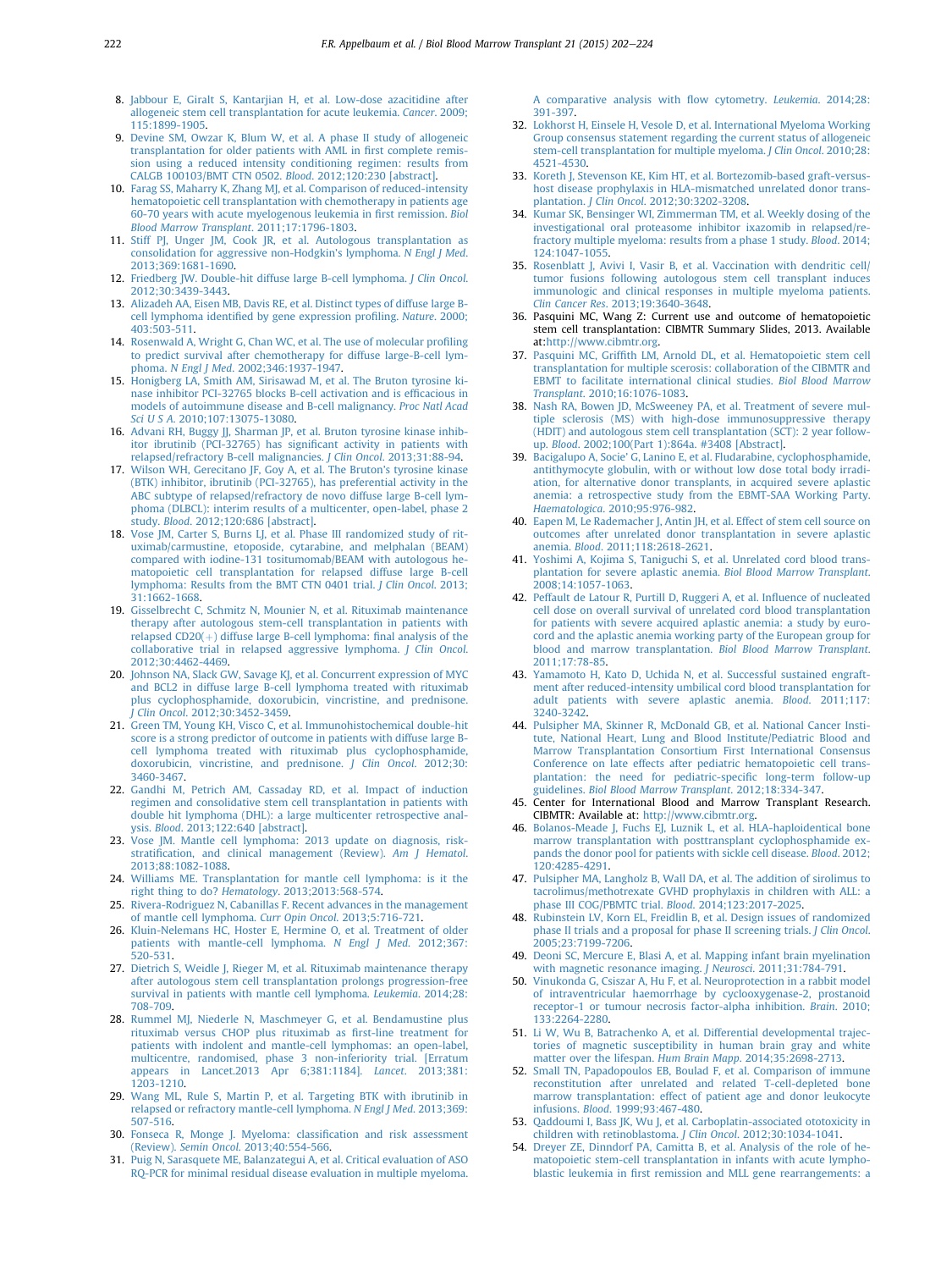8. Jabbour E, Giralt S, Kantarjian H, et al. Low-dose azacitidine after allogeneic stem cell transplantation for acute leukemia. *Cancer*. 2009;115:1899-1905.
9. Devine SM, Owzar K, Blum W, et al. A phase II study of allogeneic transplantation for older patients with AML in first complete remission using a reduced intensity conditioning regimen: results from CALGB 100103/BMT CTN 0502. *Blood*. 2012;120:230 [abstract].
10. Farag SS, Maharry K, Zhang MJ, et al. Comparison of reduced-intensity hematopoietic cell transplantation with chemotherapy in patients age 60-70 years with acute myelogenous leukemia in first remission. *Biol Blood Marrow Transplant*. 2011;17:1796-1803.
11. Stiff PJ, Unger JM, Cook JR, et al. Autologous transplantation as consolidation for aggressive non-Hodgkin's lymphoma. *N Engl J Med*. 2013;369:1681-1690.
12. Friedberg JW. Double-hit diffuse large B-cell lymphoma. *J Clin Oncol*. 2012;30:3439-3443.
13. Alizadeh AA, Eisen MB, Davis RE, et al. Distinct types of diffuse large B-cell lymphoma identified by gene expression profiling. *Nature*. 2000;403:503-511.
14. Rosenwald A, Wright G, Chan WC, et al. The use of molecular profiling to predict survival after chemotherapy for diffuse large-B-cell lymphoma. *N Engl J Med*. 2002;346:1937-1947.
15. Honigberg LA, Smith AM, Sirisawad M, et al. The Bruton tyrosine kinase inhibitor PCI-32765 blocks B-cell activation and is efficacious in models of autoimmune disease and B-cell malignancy. *Proc Natl Acad Sci U S A*. 2010;107:13075-13080.
16. Advani RH, Buggy JJ, Sharman JP, et al. Bruton tyrosine kinase inhibitor ibrutinib (PCI-32765) has significant activity in patients with relapsed/refractory B-cell malignancies. *J Clin Oncol*. 2013;31:88-94.
17. Wilson WH, Gerecitano JF, Goy A, et al. The Bruton's tyrosine kinase (BTK) inhibitor, ibrutinib (PCI-32765), has preferential activity in the ABC subtype of relapsed/refractory de novo diffuse large B-cell lymphoma (DLBCL): interim results of a multicenter, open-label, phase 2 study. *Blood*. 2012;120:686 [abstract].
18. Vose JM, Carter S, Burns LJ, et al. Phase III randomized study of rituximab/carmustine, etoposide, cytarabine, and melphalan (BEAM) compared with iodine-131 tositumomab/BEAM with autologous hematopoietic cell transplantation for relapsed diffuse large B-cell lymphoma: Results from the BMT CTN 0401 trial. *J Clin Oncol*. 2013;31:1662-1668.
19. Gisselbrecht C, Schmitz N, Mounier N, et al. Rituximab maintenance therapy after autologous stem-cell transplantation in patients with relapsed CD20(+) diffuse large B-cell lymphoma: final analysis of the collaborative trial in relapsed aggressive lymphoma. *J Clin Oncol*. 2012;30:4462-4469.
20. Johnson NA, Slack GW, Savage KJ, et al. Concurrent expression of MYC and BCL2 in diffuse large B-cell lymphoma treated with rituximab plus cyclophosphamide, doxorubicin, vincristine, and prednisone. *J Clin Oncol*. 2012;30:3452-3459.
21. Green TM, Young KH, Visco C, et al. Immunohistochemical double-hit score is a strong predictor of outcome in patients with diffuse large B-cell lymphoma treated with rituximab plus cyclophosphamide, doxorubicin, vincristine, and prednisone. *J Clin Oncol*. 2012;30:3460-3467.
22. Gandhi M, Petrich AM, Cassaday RD, et al. Impact of induction regimen and consolidative stem cell transplantation in patients with double hit lymphoma (DHL): a large multicenter retrospective analysis. *Blood*. 2013;122:640 [abstract].
23. Vose JM. Mantle cell lymphoma: 2013 update on diagnosis, risk-stratification, and clinical management (Review). *Am J Hematol*. 2013;88:1082-1088.
24. Williams ME. Transplantation for mantle cell lymphoma: is it the right thing to do? *Hematology*. 2013;2013:568-574.
25. Rivera-Rodriguez N, Cabanillas F. Recent advances in the management of mantle cell lymphoma. *Curr Opin Oncol*. 2013;5:716-721.
26. Kluin-Nelemans HC, Hoster E, Hermine O, et al. Treatment of older patients with mantle-cell lymphoma. *N Engl J Med*. 2012;367:520-531.
27. Dietrich S, Weidle J, Rieger M, et al. Rituximab maintenance therapy after autologous stem cell transplantation prolongs progression-free survival in patients with mantle cell lymphoma. *Leukemia*. 2014;28:708-709.
28. Rummel MJ, Niederle N, Maschmeyer G, et al. Bendamustine plus rituximab versus CHOP plus rituximab as first-line treatment for patients with indolent and mantle-cell lymphomas: an open-label, multicentre, randomised, phase 3 non-inferiority trial. [Erratum appears in Lancet.2013 Apr 6;381:1184]. *Lancet*. 2013;381:1203-1210.
29. Wang ML, Rule S, Martin P, et al. Targeting BTK with ibrutinib in relapsed or refractory mantle-cell lymphoma. *N Engl J Med*. 2013;369:507-516.
30. Fonseca R, Monge J. Myeloma: classification and risk assessment (Review). *Semin Oncol*. 2013;40:554-566.
31. Puig N, Sarasquete ME, Balanzategui A, et al. Critical evaluation of ASO RQ-PCR for minimal residual disease evaluation in multiple myeloma. A comparative analysis with flow cytometry. *Leukemia*. 2014;28:391-397.
32. Lokhorst H, Einsele H, Vesole D, et al. International Myeloma Working Group consensus statement regarding the current status of allogeneic stem-cell transplantation for multiple myeloma. *J Clin Oncol*. 2010;28:4521-4530.
33. Koreth J, Stevenson KE, Kim HT, et al. Bortezomib-based graft-versus-host disease prophylaxis in HLA-mismatched unrelated donor transplantation. *J Clin Oncol*. 2012;30:3202-3208.
34. Kumar SK, Bensinger WI, Zimmerman TM, et al. Weekly dosing of the investigational oral proteasome inhibitor ixazomib in relapsed/refractory multiple myeloma: results from a phase 1 study. *Blood*. 2014;124:1047-1055.
35. Rosenblatt J, Avivi I, Vasir B, et al. Vaccination with dendritic cell/tumor fusions following autologous stem cell transplant induces immunologic and clinical responses in multiple myeloma patients. *Clin Cancer Res*. 2013;19:3640-3648.
36. Pasquini MC, Wang Z: Current use and outcome of hematopoietic stem cell transplantation: CIBMTR Summary Slides, 2013. Available at:http://www.cibmtr.org.
37. Pasquini MC, Griffith LM, Arnold DL, et al. Hematopoietic stem cell transplantation for multiple scerosis: collaboration of the CIBMTR and EBMT to facilitate international clinical studies. *Biol Blood Marrow Transplant*. 2010;16:1076-1083.
38. Nash RA, Bowen JD, McSweeney PA, et al. Treatment of severe multiple sclerosis (MS) with high-dose immunosuppressive therapy (HDIT) and autologous stem cell transplantation (SCT): 2 year follow-up. *Blood*. 2002;100(Part 1):864a. #3408 [Abstract].
39. Bacigalupo A, Socie' G, Lanino E, et al. Fludarabine, cyclophosphamide, antithymocyte globulin, with or without low dose total body irradiation, for alternative donor transplants, in acquired severe aplastic anemia: a retrospective study from the EBMT-SAA Working Party. *Haematologica*. 2010;95:976-982.
40. Eapen M, Le Rademacher J, Antin JH, et al. Effect of stem cell source on outcomes after unrelated donor transplantation in severe aplastic anemia. *Blood*. 2011;118:2618-2621.
41. Yoshimi A, Kojima S, Taniguchi S, et al. Unrelated cord blood transplantation for severe aplastic anemia. *Biol Blood Marrow Transplant*. 2008;14:1057-1063.
42. Peffault de Latour R, Purtill D, Ruggeri A, et al. Influence of nucleated cell dose on overall survival of unrelated cord blood transplantation for patients with severe acquired aplastic anemia: a study by eurocord and the aplastic anemia working party of the European group for blood and marrow transplantation. *Biol Blood Marrow Transplant*. 2011;17:78-85.
43. Yamamoto H, Kato D, Uchida N, et al. Successful sustained engraftment after reduced-intensity umbilical cord blood transplantation for adult patients with severe aplastic anemia. *Blood*. 2011;117:3240-3242.
44. Pulsipher MA, Skinner R, McDonald GB, et al. National Cancer Institute, National Heart, Lung and Blood Institute/Pediatric Blood and Marrow Transplantation Consortium First International Consensus Conference on late effects after pediatric hematopoietic cell transplantation: the need for pediatric-specific long-term follow-up guidelines. *Biol Blood Marrow Transplant*. 2012;18:334-347.
45. Center for International Blood and Marrow Transplant Research. CIBMTR: Available at: http://www.cibmtr.org.
46. Bolanos-Meade J, Fuchs EJ, Luznik L, et al. HLA-haploidentical bone marrow transplantation with posttransplant cyclophosphamide expands the donor pool for patients with sickle cell disease. *Blood*. 2012;120:4285-4291.
47. Pulsipher MA, Langholz B, Wall DA, et al. The addition of sirolimus to tacrolimus/methotrexate GVHD prophylaxis in children with ALL: a phase III COG/PBMTC trial. *Blood*. 2014;123:2017-2025.
48. Rubinstein LV, Korn EL, Freidlin B, et al. Design issues of randomized phase II trials and a proposal for phase II screening trials. *J Clin Oncol*. 2005;23:7199-7206.
49. Deoni SC, Mercure E, Blasi A, et al. Mapping infant brain myelination with magnetic resonance imaging. *J Neurosci*. 2011;31:784-791.
50. Vinukonda G, Csiszar A, Hu F, et al. Neuroprotection in a rabbit model of intraventricular haemorrhage by cyclooxygenase-2, prostanoid receptor-1 or tumour necrosis factor-alpha inhibition. *Brain*. 2010;133:2264-2280.
51. Li W, Wu B, Batrachenko A, et al. Differential developmental trajectories of magnetic susceptibility in human brain gray and white matter over the lifespan. *Hum Brain Mapp*. 2014;35:2698-2713.
52. Small TN, Papadopoulos EB, Boulad F, et al. Comparison of immune reconstitution after unrelated and related T-cell-depleted bone marrow transplantation: effect of patient age and donor leukocyte infusions. *Blood*. 1999;93:467-480.
53. Qaddoumi I, Bass JK, Wu J, et al. Carboplatin-associated ototoxicity in children with retinoblastoma. *J Clin Oncol*. 2012;30:1034-1041.
54. Dreyer ZE, Dinndorf PA, Camitta B, et al. Analysis of the role of hematopoietic stem-cell transplantation in infants with acute lymphoblastic leukemia in first remission and MLL gene rearrangements: a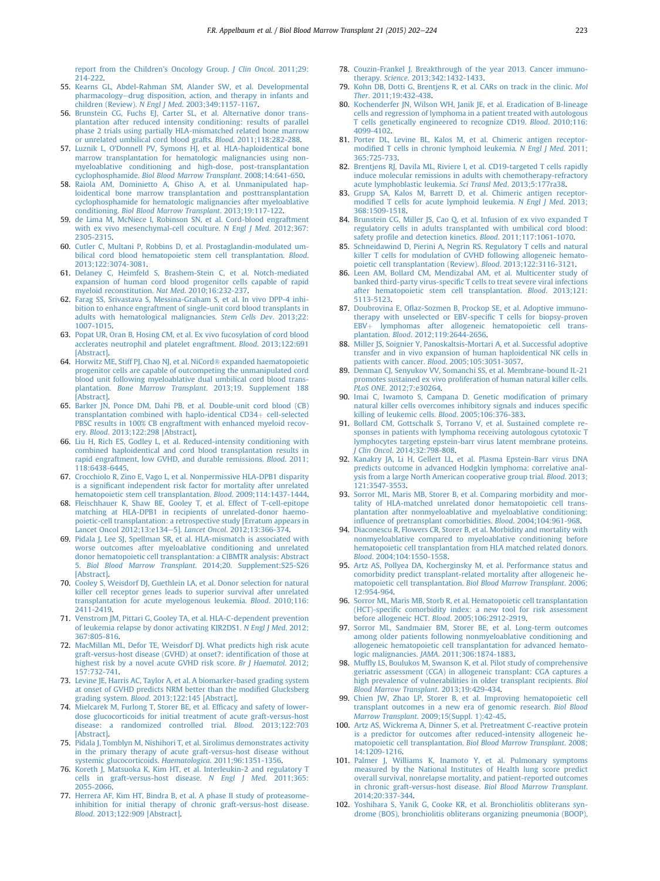report from the Children's Oncology Group. *J Clin Oncol*. 2011;29: 214-222.

55. Kearns GL, Abdel-Rahman SM, Alander SW, et al. Developmental pharmacology—drug disposition, action, and therapy in infants and children (Review). *N Engl J Med*. 2003;349:1157-1167.
56. Brunstein CG, Fuchs EJ, Carter SL, et al. Alternative donor transplantation after reduced intensity conditioning: results of parallel phase 2 trials using partially HLA-mismatched related bone marrow or unrelated umbilical cord blood grafts. *Blood*. 2011;118:282-288.
57. Luznik L, O'Donnell PV, Symons HJ, et al. HLA-haploidentical bone marrow transplantation for hematologic malignancies using nonmyeloablative conditioning and high-dose, post-transplantation cyclophosphamide. *Biol Blood Marrow Transplant*. 2008;14:641-650.
58. Raiola AM, Dominietto A, Ghiso A, et al. Unmanipulated haploidentical bone marrow transplantation and posttransplantation cyclophosphamide for hematologic malignancies after myeloablative conditioning. *Biol Blood Marrow Transplant*. 2013;19:117-122.
59. de Lima M, McNiece I, Robinson SN, et al. Cord-blood engraftment with ex vivo mesenchymal-cell coculture. *N Engl J Med*. 2012;367: 2305-2315.
60. Cutler C, Multani P, Robbins D, et al. Prostaglandin-modulated umbilical cord blood hematopoietic stem cell transplantation. *Blood*. 2013;122:3074-3081.
61. Delaney C, Heimfeld S, Brashem-Stein C, et al. Notch-mediated expansion of human cord blood progenitor cells capable of rapid myeloid reconstitution. *Nat Med*. 2010;16:232-237.
62. Farag SS, Srivastava S, Messina-Graham S, et al. In vivo DPP-4 inhibition to enhance engraftment of single-unit cord blood transplants in adults with hematological malignancies. *Stem Cells Dev*. 2013;22: 1007-1015.
63. Popat UR, Oran B, Hosing CM, et al. Ex vivo fucosylation of cord blood accelerates neutrophil and platelet engraftment. *Blood*. 2013;122:691 [Abstract].
64. Horwitz ME, Stiff PJ, Chao NJ, et al. NiCord® expanded haematopoietic progenitor cells are capable of outcompeting the unmanipulated cord blood unit following myeloablative dual umbilical cord blood transplantation. *Bone Marrow Transplant*. 2013;19. Supplement 188 [Abstract].
65. Barker JN, Ponce DM, Dahi PB, et al. Double-unit cord blood (CB) transplantation combined with haplo-identical CD34+ cell-selected PBSC results in 100% CB engraftment with enhanced myeloid recovery. *Blood*. 2013;122:298 [Abstract].
66. Liu H, Rich ES, Godley L, et al. Reduced-intensity conditioning with combined haploidentical and cord blood transplantation results in rapid engraftment, low GVHD, and durable remissions. *Blood*. 2011; 118:6438-6445.
67. Crocchiolo R, Zino E, Vago L, et al. Nonpermissive HLA-DPB1 disparity is a significant independent risk factor for mortality after unrelated hematopoietic stem cell transplantation. *Blood*. 2009;114:1437-1444.
68. Fleischhauer K, Shaw BE, Gooley T, et al. Effect of T-cell-epitope matching at HLA-DPB1 in recipients of unrelated-donor haemopoietic-cell transplantation: a retrospective study [Erratum appears in Lancet Oncol 2012;13:e134—5]. *Lancet Oncol*. 2012;13:366-374.
69. Pidala J, Lee SJ, Spellman SR, et al. HLA-mismatch is associated with worse outcomes after myeloablative conditioning and unrelated donor hematopoietic cell transplantation: a CIBMTR analysis: Abstract 5. *Biol Blood Marrow Transplant*. 2014;20. Supplement:S25-S26 [Abstract].
70. Cooley S, Weisdorf DJ, Guethlein LA, et al. Donor selection for natural killer cell receptor genes leads to superior survival after unrelated transplantation for acute myelogenous leukemia. *Blood*. 2010;116: 2411-2419.
71. Venstrom JM, Pittari G, Gooley TA, et al. HLA-C-dependent prevention of leukemia relapse by donor activating KIR2DS1. *N Engl J Med*. 2012; 367:805-816.
72. MacMillan ML, Defor TE, Weisdorf DJ. What predicts high risk acute graft-versus-host disease (GVHD) at onset?: identification of those at highest risk by a novel acute GVHD risk score. *Br J Haematol*. 2012; 157:732-741.
73. Levine JE, Harris AC, Taylor A, et al. A biomarker-based grading system at onset of GVHD predicts NRM better than the modified Glucksberg grading system. *Blood*. 2013;122:145 [Abstract].
74. Mielcarek M, Furlong T, Storer BE, et al. Efficacy and safety of lower-dose glucocorticoids for initial treatment of acute graft-versus-host disease: a randomized controlled trial. *Blood*. 2013;122:703 [Abstract].
75. Pidala J, Tomblyn M, Nishihori T, et al. Sirolimus demonstrates activity in the primary therapy of acute graft-versus-host disease without systemic glucocorticoids. *Haematologica*. 2011;96:1351-1356.
76. Koreth J, Matsuoka K, Kim HT, et al. Interleukin-2 and regulatory T cells in graft-versus-host disease. *N Engl J Med*. 2011;365: 2055-2066.
77. Herrera AF, Kim HT, Bindra B, et al. A phase II study of proteasome-inhibition for initial therapy of chronic graft-versus-host disease. *Blood*. 2013;122:909 [Abstract].
78. Couzin-Frankel J. Breakthrough of the year 2013. Cancer immunotherapy. *Science*. 2013;342:1432-1433.
79. Kohn DB, Dotti G, Brentjens R, et al. CARs on track in the clinic. *Mol Ther*. 2011;19:432-438.
80. Kochenderfer JN, Wilson WH, Janik JE, et al. Eradication of B-lineage cells and regression of lymphoma in a patient treated with autologous T cells genetically engineered to recognize CD19. *Blood*. 2010;116: 4099-4102.
81. Porter DL, Levine BL, Kalos M, et al. Chimeric antigen receptor-modified T cells in chronic lymphoid leukemia. *N Engl J Med*. 2011; 365:725-733.
82. Brentjens RJ, Davila ML, Riviere I, et al. CD19-targeted T cells rapidly induce molecular remissions in adults with chemotherapy-refractory acute lymphoblastic leukemia. *Sci Transl Med*. 2013;5:177ra38.
83. Grupp SA, Kalos M, Barrett D, et al. Chimeric antigen receptor-modified T cells for acute lymphoid leukemia. *N Engl J Med*. 2013; 368:1509-1518.
84. Brunstein CG, Miller JS, Cao Q, et al. Infusion of ex vivo expanded T regulatory cells in adults transplanted with umbilical cord blood: safety profile and detection kinetics. *Blood*. 2011;117:1061-1070.
85. Schneidawind D, Pierini A, Negrin RS. Regulatory T cells and natural killer T cells for modulation of GVHD following allogeneic hematopoietic cell transplantation (Review). *Blood*. 2013;122:3116-3121.
86. Leen AM, Bollard CM, Mendizabal AM, et al. Multicenter study of banked third-party virus-specific T cells to treat severe viral infections after hematopoietic stem cell transplantation. *Blood*. 2013;121: 5113-5123.
87. Doubrovina E, Oflaz-Sozmen B, Prockop SE, et al. Adoptive immunotherapy with unselected or EBV-specific T cells for biopsy-proven EBV+ lymphomas after allogeneic hematopoietic cell transplantation. *Blood*. 2012;119:2644-2656.
88. Miller JS, Soignier Y, Panoskaltsis-Mortari A, et al. Successful adoptive transfer and in vivo expansion of human haploidentical NK cells in patients with cancer. *Blood*. 2005;105:3051-3057.
89. Denman CJ, Senyukov VV, Somanchi SS, et al. Membrane-bound IL-21 promotes sustained ex vivo proliferation of human natural killer cells. *PLoS ONE*. 2012;7:e30264.
90. Imai C, Iwamoto S, Campana D. Genetic modification of primary natural killer cells overcomes inhibitory signals and induces specific killing of leukemic cells. *Blood*. 2005;106:376-383.
91. Bollard CM, Gottschalk S, Torrano V, et al. Sustained complete responses in patients with lymphoma receiving autologous cytotoxic T lymphocytes targeting epstein-barr virus latent membrane proteins. *J Clin Oncol*. 2014;32:798-808.
92. Kanakry JA, Li H, Gellert LL, et al. Plasma Epstein-Barr virus DNA predicts outcome in advanced Hodgkin lymphoma: correlative analysis from a large North American cooperative group trial. *Blood*. 2013; 121:3547-3553.
93. Sorror ML, Maris MB, Storer B, et al. Comparing morbidity and mortality of HLA-matched unrelated donor hematopoietic cell transplantation after nonmyeloablative and myeloablative conditioning: influence of pretransplant comorbidities. *Blood*. 2004;104:961-968.
94. Diaconescu R, Flowers CR, Storer B, et al. Morbidity and mortality with nonmyeloablative compared to myeloablative conditioning before hematopoietic cell transplantation from HLA matched related donors. *Blood*. 2004;104:1550-1558.
95. Artz AS, Pollyea DA, Kocherginsky M, et al. Performance status and comorbidity predict transplant-related mortality after allogeneic hematopoietic cell transplantation. *Biol Blood Marrow Transplant*. 2006; 12:954-964.
96. Sorror ML, Maris MB, Storb R, et al. Hematopoietic cell transplantation (HCT)-specific comorbidity index: a new tool for risk assessment before allogeneic HCT. *Blood*. 2005;106:2912-2919.
97. Sorror ML, Sandmaier BM, Storer BE, et al. Long-term outcomes among older patients following nonmyeloablative conditioning and allogeneic hematopoietic cell transplantation for advanced hematologic malignancies. *JAMA*. 2011;306:1874-1883.
98. Muffly LS, Boulukos M, Swanson K, et al. Pilot study of comprehensive geriatric assessment (CGA) in allogeneic transplant: CGA captures a high prevalence of vulnerabilities in older transplant recipients. *Biol Blood Marrow Transplant*. 2013;19:429-434.
99. Chien JW, Zhao LP, Storer B, et al. Improving hematopoietic cell transplant outcomes in a new era of genomic research. *Biol Blood Marrow Transplant*. 2009;15(Suppl. 1):42-45.
100. Artz AS, Wickrema A, Dinner S, et al. Pretreatment C-reactive protein is a predictor for outcomes after reduced-intensity allogeneic hematopoietic cell transplantation. *Biol Blood Marrow Transplant*. 2008; 14:1209-1216.
101. Palmer J, Williams K, Inamoto Y, et al. Pulmonary symptoms measured by the National Institutes of Health lung score predict overall survival, nonrelapse mortality, and patient-reported outcomes in chronic graft-versus-host disease. *Biol Blood Marrow Transplant*. 2014;20:337-344.
102. Yoshihara S, Yanik G, Cooke KR, et al. Bronchiolitis obliterans syndrome (BOS), bronchiolitis obliterans organizing pneumonia (BOOP),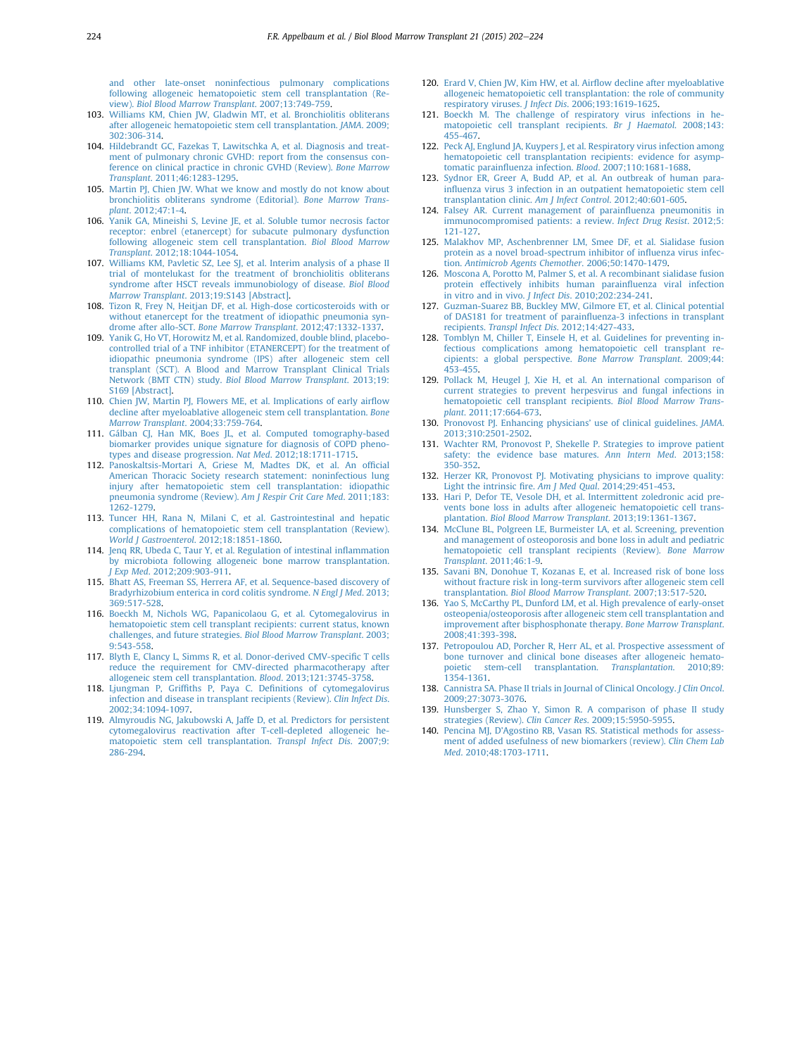and other late-onset noninfectious pulmonary complications following allogeneic hematopoietic stem cell transplantation (Review). *Biol Blood Marrow Transplant*. 2007;13:749-759.

103. Williams KM, Chien JW, Gladwin MT, et al. Bronchiolitis obliterans after allogeneic hematopoietic stem cell transplantation. *JAMA*. 2009; 302:306-314.
104. Hildebrandt GC, Fazekas T, Lawitschka A, et al. Diagnosis and treatment of pulmonary chronic GVHD: report from the consensus conference on clinical practice in chronic GVHD (Review). *Bone Marrow Transplant*. 2011;46:1283-1295.
105. Martin PJ, Chien JW. What we know and mostly do not know about bronchiolitis obliterans syndrome (Editorial). *Bone Marrow Transplant*. 2012;47:1-4.
106. Yanik GA, Mineishi S, Levine JE, et al. Soluble tumor necrosis factor receptor: enbrel (etanercept) for subacute pulmonary dysfunction following allogeneic stem cell transplantation. *Biol Blood Marrow Transplant*. 2012;18:1044-1054.
107. Williams KM, Pavletic SZ, Lee SJ, et al. Interim analysis of a phase II trial of montelukast for the treatment of bronchiolitis obliterans syndrome after HSCT reveals immunobiology of disease. *Biol Blood Marrow Transplant*. 2013;19:S143 [Abstract].
108. Tizon R, Frey N, Heitjan DF, et al. High-dose corticosteroids with or without etanercept for the treatment of idiopathic pneumonia syndrome after allo-SCT. *Bone Marrow Transplant*. 2012;47:1332-1337.
109. Yanik G, Ho VT, Horowitz M, et al. Randomized, double blind, placebo-controlled trial of a TNF inhibitor (ETANERCEPT) for the treatment of idiopathic pneumonia syndrome (IPS) after allogeneic stem cell transplant (SCT). A Blood and Marrow Transplant Clinical Trials Network (BMT CTN) study. *Biol Blood Marrow Transplant*. 2013;19: S169 [Abstract].
110. Chien JW, Martin PJ, Flowers ME, et al. Implications of early airflow decline after myeloablative allogeneic stem cell transplantation. *Bone Marrow Transplant*. 2004;33:759-764.
111. Gálban CJ, Han MK, Boes JL, et al. Computed tomography-based biomarker provides unique signature for diagnosis of COPD phenotypes and disease progression. *Nat Med*. 2012;18:1711-1715.
112. Panoskaltsis-Mortari A, Griese M, Madtes DK, et al. An official American Thoracic Society research statement: noninfectious lung injury after hematopoietic stem cell transplantation: idiopathic pneumonia syndrome (Review). *Am J Respir Crit Care Med*. 2011;183: 1262-1279.
113. Tuncer HH, Rana N, Milani C, et al. Gastrointestinal and hepatic complications of hematopoietic stem cell transplantation (Review). *World J Gastroenterol*. 2012;18:1851-1860.
114. Jenq RR, Ubeda C, Taur Y, et al. Regulation of intestinal inflammation by microbiota following allogeneic bone marrow transplantation. *J Exp Med*. 2012;209:903-911.
115. Bhatt AS, Freeman SS, Herrera AF, et al. Sequence-based discovery of Bradyrhizobium enterica in cord colitis syndrome. *N Engl J Med*. 2013; 369:517-528.
116. Boeckh M, Nichols WG, Papanicolaou G, et al. Cytomegalovirus in hematopoietic stem cell transplant recipients: current status, known challenges, and future strategies. *Biol Blood Marrow Transplant*. 2003; 9:543-558.
117. Blyth E, Clancy L, Simms R, et al. Donor-derived CMV-specific T cells reduce the requirement for CMV-directed pharmacotherapy after allogeneic stem cell transplantation. *Blood*. 2013;121:3745-3758.
118. Ljungman P, Griffiths P, Paya C. Definitions of cytomegalovirus infection and disease in transplant recipients (Review). *Clin Infect Dis*. 2002;34:1094-1097.
119. Almyroudis NG, Jakubowski A, Jaffe D, et al. Predictors for persistent cytomegalovirus reactivation after T-cell-depleted allogeneic hematopoietic stem cell transplantation. *Transpl Infect Dis*. 2007;9: 286-294.
120. Erard V, Chien JW, Kim HW, et al. Airflow decline after myeloablative allogeneic hematopoietic cell transplantation: the role of community respiratory viruses. *J Infect Dis*. 2006;193:1619-1625.
121. Boeckh M. The challenge of respiratory virus infections in hematopoietic cell transplant recipients. *Br J Haematol*. 2008;143: 455-467.
122. Peck AJ, Englund JA, Kuypers J, et al. Respiratory virus infection among hematopoietic cell transplantation recipients: evidence for asymptomatic parainfluenza infection. *Blood*. 2007;110:1681-1688.
123. Sydnor ER, Greer A, Budd AP, et al. An outbreak of human parainfluenza virus 3 infection in an outpatient hematopoietic stem cell transplantation clinic. *Am J Infect Control*. 2012;40:601-605.
124. Falsey AR. Current management of parainfluenza pneumonitis in immunocompromised patients: a review. *Infect Drug Resist*. 2012;5: 121-127.
125. Malakhov MP, Aschenbrenner LM, Smee DF, et al. Sialidase fusion protein as a novel broad-spectrum inhibitor of influenza virus infection. *Antimicrob Agents Chemother*. 2006;50:1470-1479.
126. Moscona A, Porotto M, Palmer S, et al. A recombinant sialidase fusion protein effectively inhibits human parainfluenza viral infection in vitro and in vivo. *J Infect Dis*. 2010;202:234-241.
127. Guzman-Suarez BB, Buckley MW, Gilmore ET, et al. Clinical potential of DAS181 for treatment of parainfluenza-3 infections in transplant recipients. *Transpl Infect Dis*. 2012;14:427-433.
128. Tomblyn M, Chiller T, Einsele H, et al. Guidelines for preventing infectious complications among hematopoietic cell transplant recipients: a global perspective. *Bone Marrow Transplant*. 2009;44: 453-455.
129. Pollack M, Heugel J, Xie H, et al. An international comparison of current strategies to prevent herpesvirus and fungal infections in hematopoietic cell transplant recipients. *Biol Blood Marrow Transplant*. 2011;17:664-673.
130. Pronovost PJ. Enhancing physicians' use of clinical guidelines. *JAMA*. 2013;310:2501-2502.
131. Wachter RM, Pronovost P, Shekelle P. Strategies to improve patient safety: the evidence base matures. *Ann Intern Med*. 2013;158: 350-352.
132. Herzer KR, Pronovost PJ. Motivating physicians to improve quality: Light the intrinsic fire. *Am J Med Qual*. 2014;29:451-453.
133. Hari P, Defor TE, Vesole DH, et al. Intermittent zoledronic acid prevents bone loss in adults after allogeneic hematopoietic cell transplantation. *Biol Blood Marrow Transplant*. 2013;19:1361-1367.
134. McClune BL, Polgreen LE, Burmeister LA, et al. Screening, prevention and management of osteoporosis and bone loss in adult and pediatric hematopoietic cell transplant recipients (Review). *Bone Marrow Transplant*. 2011;46:1-9.
135. Savani BN, Donohue T, Kozanas E, et al. Increased risk of bone loss without fracture risk in long-term survivors after allogeneic stem cell transplantation. *Biol Blood Marrow Transplant*. 2007;13:517-520.
136. Yao S, McCarthy PL, Dunford LM, et al. High prevalence of early-onset osteopenia/osteoporosis after allogeneic stem cell transplantation and improvement after bisphosphonate therapy. *Bone Marrow Transplant*. 2008;41:393-398.
137. Petropoulou AD, Porcher R, Herr AL, et al. Prospective assessment of bone turnover and clinical bone diseases after allogeneic hematopoietic stem-cell transplantation. *Transplantation*. 2010;89: 1354-1361.
138. Cannistra SA. Phase II trials in Journal of Clinical Oncology. *J Clin Oncol*. 2009;27:3073-3076.
139. Hunsberger S, Zhao Y, Simon R. A comparison of phase II study strategies (Review). *Clin Cancer Res*. 2009;15:5950-5955.
140. Pencina MJ, D'Agostino RB, Vasan RS. Statistical methods for assessment of added usefulness of new biomarkers (review). *Clin Chem Lab Med*. 2010;48:1703-1711.